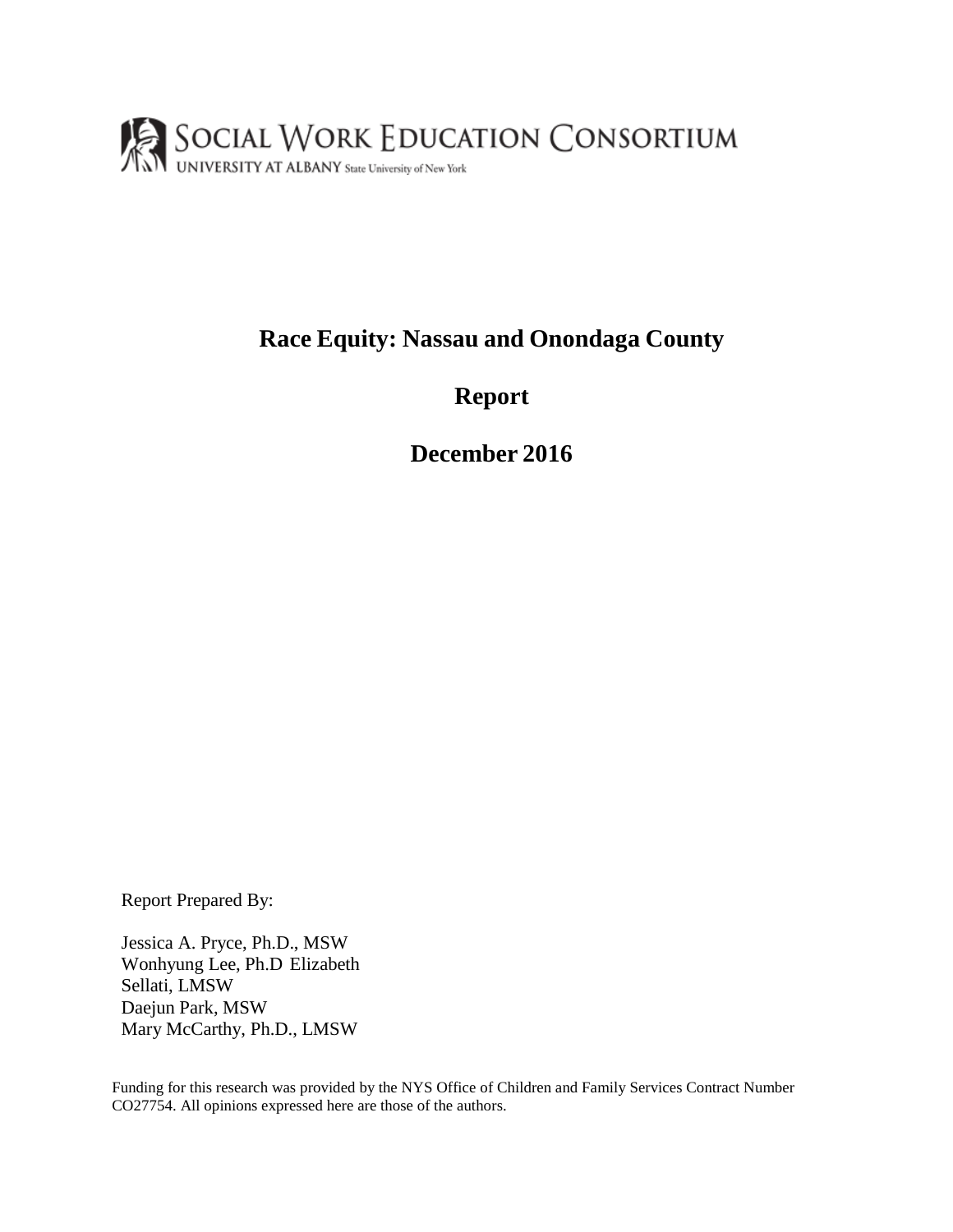SOCIAL WORK EDUCATION CONSORTIUM
UNIVERSITY AT ALBANY State University of New York

# Race Equity: Nassau and Onondaga County

# Report

# December 2016

Report Prepared By:

Jessica A. Pryce, Ph.D., MSW
Wonhyung Lee, Ph.D
Elizabeth Sellati, LMSW
Daejun Park, MSW
Mary McCarthy, Ph.D., LMSW

Funding for this research was provided by the NYS Office of Children and Family Services Contract Number CO27754. All opinions expressed here are those of the authors.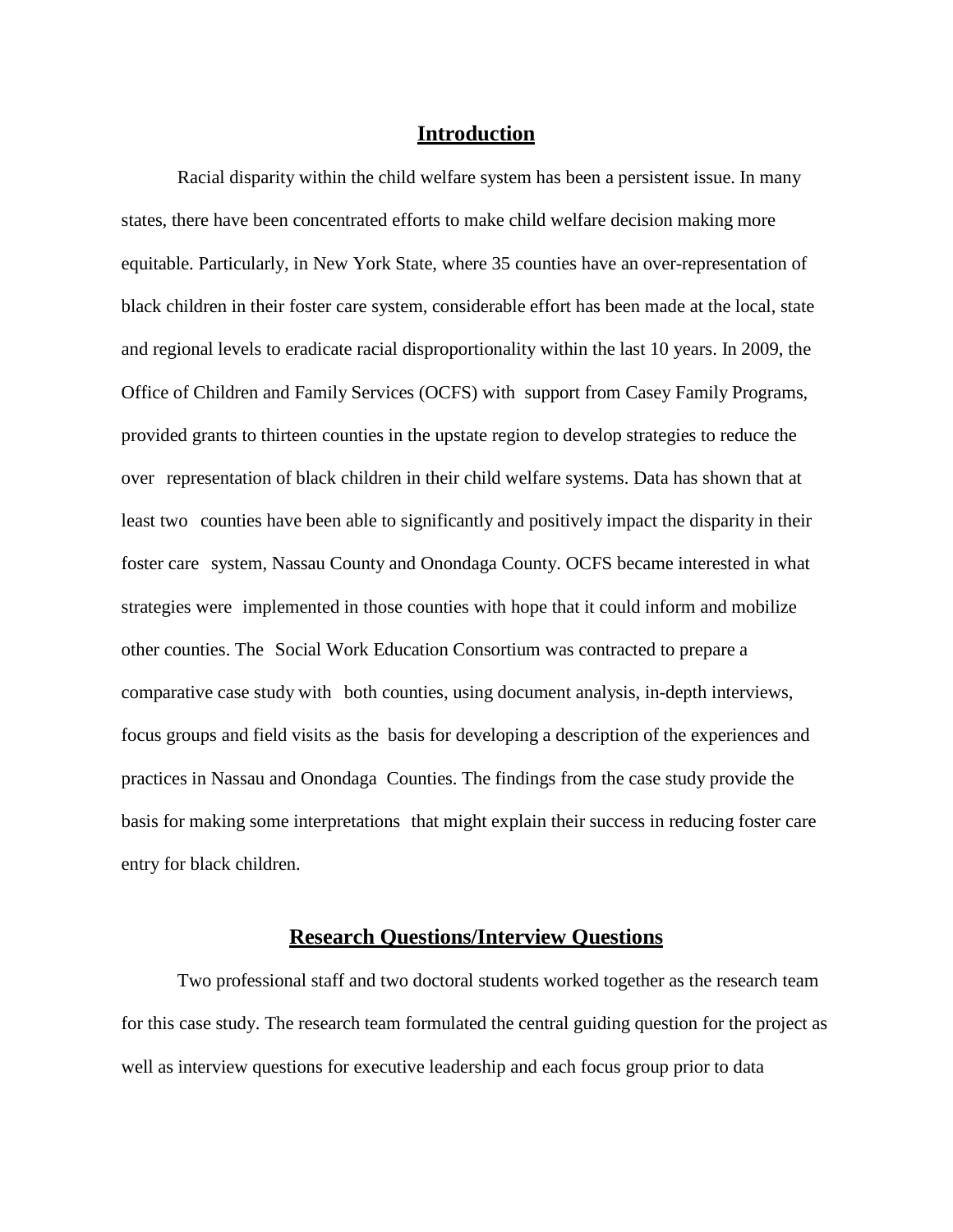## Introduction

Racial disparity within the child welfare system has been a persistent issue. In many states, there have been concentrated efforts to make child welfare decision making more equitable. Particularly, in New York State, where 35 counties have an over-representation of black children in their foster care system, considerable effort has been made at the local, state and regional levels to eradicate racial disproportionality within the last 10 years. In 2009, the Office of Children and Family Services (OCFS) with support from Casey Family Programs, provided grants to thirteen counties in the upstate region to develop strategies to reduce the over representation of black children in their child welfare systems. Data has shown that at least two counties have been able to significantly and positively impact the disparity in their foster care system, Nassau County and Onondaga County. OCFS became interested in what strategies were implemented in those counties with hope that it could inform and mobilize other counties. The Social Work Education Consortium was contracted to prepare a comparative case study with both counties, using document analysis, in-depth interviews, focus groups and field visits as the basis for developing a description of the experiences and practices in Nassau and Onondaga Counties. The findings from the case study provide the basis for making some interpretations that might explain their success in reducing foster care entry for black children.

## Research Questions/Interview Questions

Two professional staff and two doctoral students worked together as the research team for this case study. The research team formulated the central guiding question for the project as well as interview questions for executive leadership and each focus group prior to data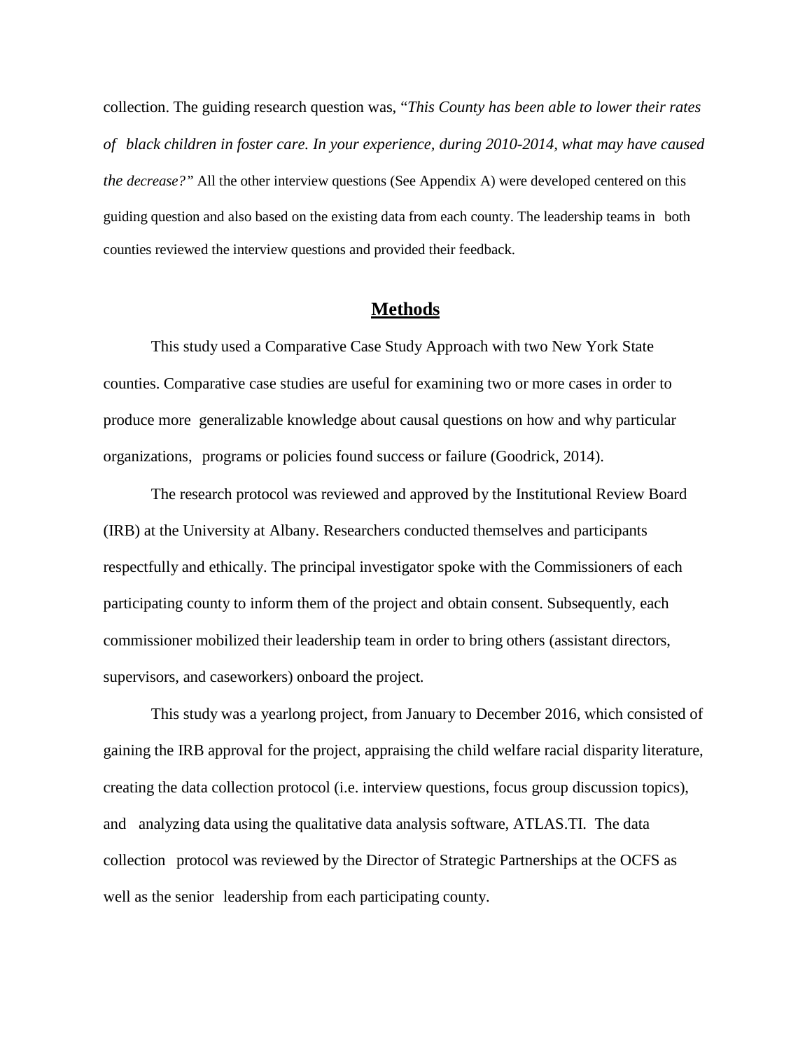collection. The guiding research question was, "*This County has been able to lower their rates of black children in foster care. In your experience, during 2010-2014, what may have caused the decrease?"* All the other interview questions (See Appendix A) were developed centered on this guiding question and also based on the existing data from each county. The leadership teams in both counties reviewed the interview questions and provided their feedback.

## Methods

This study used a Comparative Case Study Approach with two New York State counties. Comparative case studies are useful for examining two or more cases in order to produce more generalizable knowledge about causal questions on how and why particular organizations, programs or policies found success or failure (Goodrick, 2014).

The research protocol was reviewed and approved by the Institutional Review Board (IRB) at the University at Albany. Researchers conducted themselves and participants respectfully and ethically. The principal investigator spoke with the Commissioners of each participating county to inform them of the project and obtain consent. Subsequently, each commissioner mobilized their leadership team in order to bring others (assistant directors, supervisors, and caseworkers) onboard the project.

This study was a yearlong project, from January to December 2016, which consisted of gaining the IRB approval for the project, appraising the child welfare racial disparity literature, creating the data collection protocol (i.e. interview questions, focus group discussion topics), and analyzing data using the qualitative data analysis software, ATLAS.TI. The data collection protocol was reviewed by the Director of Strategic Partnerships at the OCFS as well as the senior leadership from each participating county.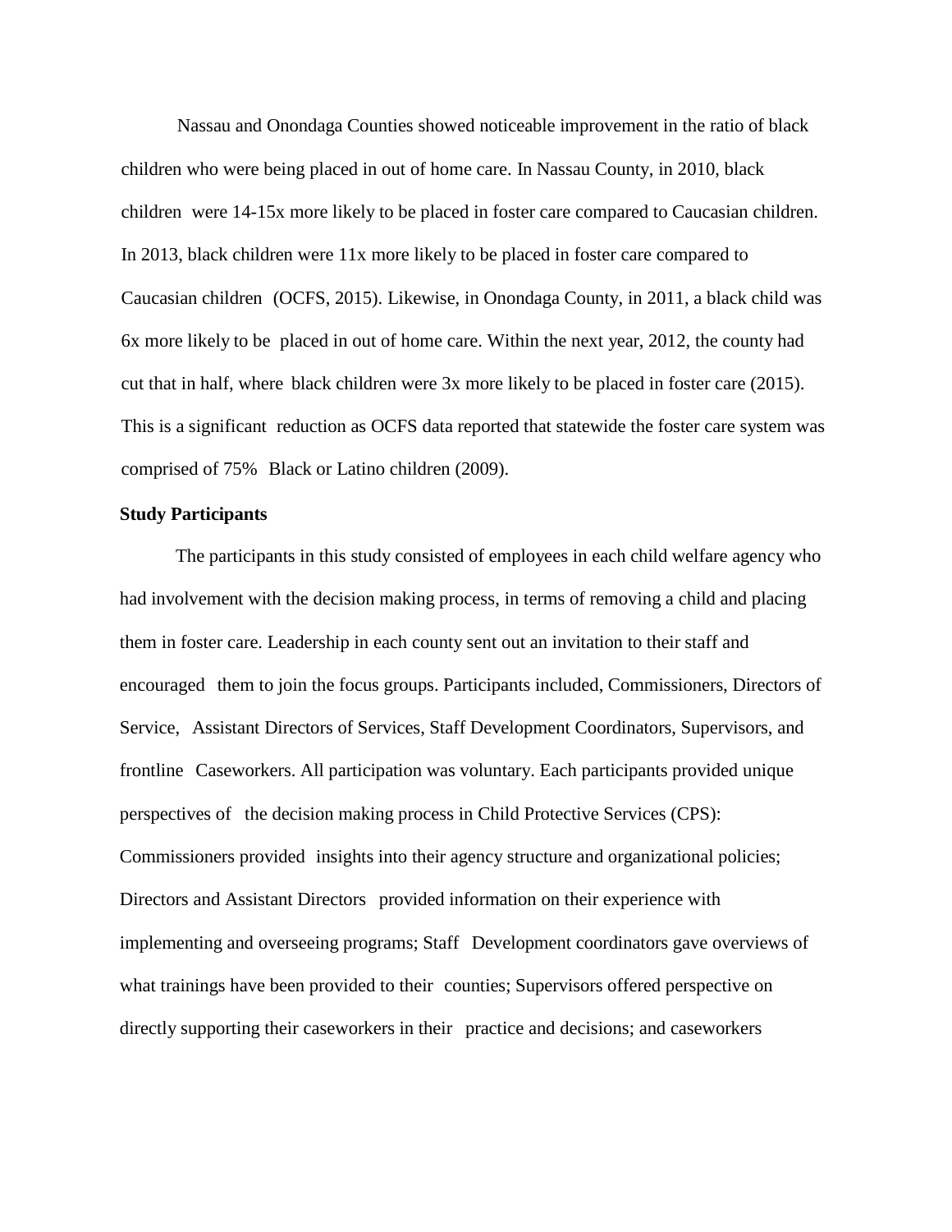Nassau and Onondaga Counties showed noticeable improvement in the ratio of black children who were being placed in out of home care. In Nassau County, in 2010, black children were 14-15x more likely to be placed in foster care compared to Caucasian children. In 2013, black children were 11x more likely to be placed in foster care compared to Caucasian children (OCFS, 2015). Likewise, in Onondaga County, in 2011, a black child was 6x more likely to be placed in out of home care. Within the next year, 2012, the county had cut that in half, where black children were 3x more likely to be placed in foster care (2015). This is a significant reduction as OCFS data reported that statewide the foster care system was comprised of 75% Black or Latino children (2009).

**Study Participants**

The participants in this study consisted of employees in each child welfare agency who had involvement with the decision making process, in terms of removing a child and placing them in foster care. Leadership in each county sent out an invitation to their staff and encouraged them to join the focus groups. Participants included, Commissioners, Directors of Service, Assistant Directors of Services, Staff Development Coordinators, Supervisors, and frontline Caseworkers. All participation was voluntary. Each participants provided unique perspectives of the decision making process in Child Protective Services (CPS): Commissioners provided insights into their agency structure and organizational policies; Directors and Assistant Directors provided information on their experience with implementing and overseeing programs; Staff Development coordinators gave overviews of what trainings have been provided to their counties; Supervisors offered perspective on directly supporting their caseworkers in their practice and decisions; and caseworkers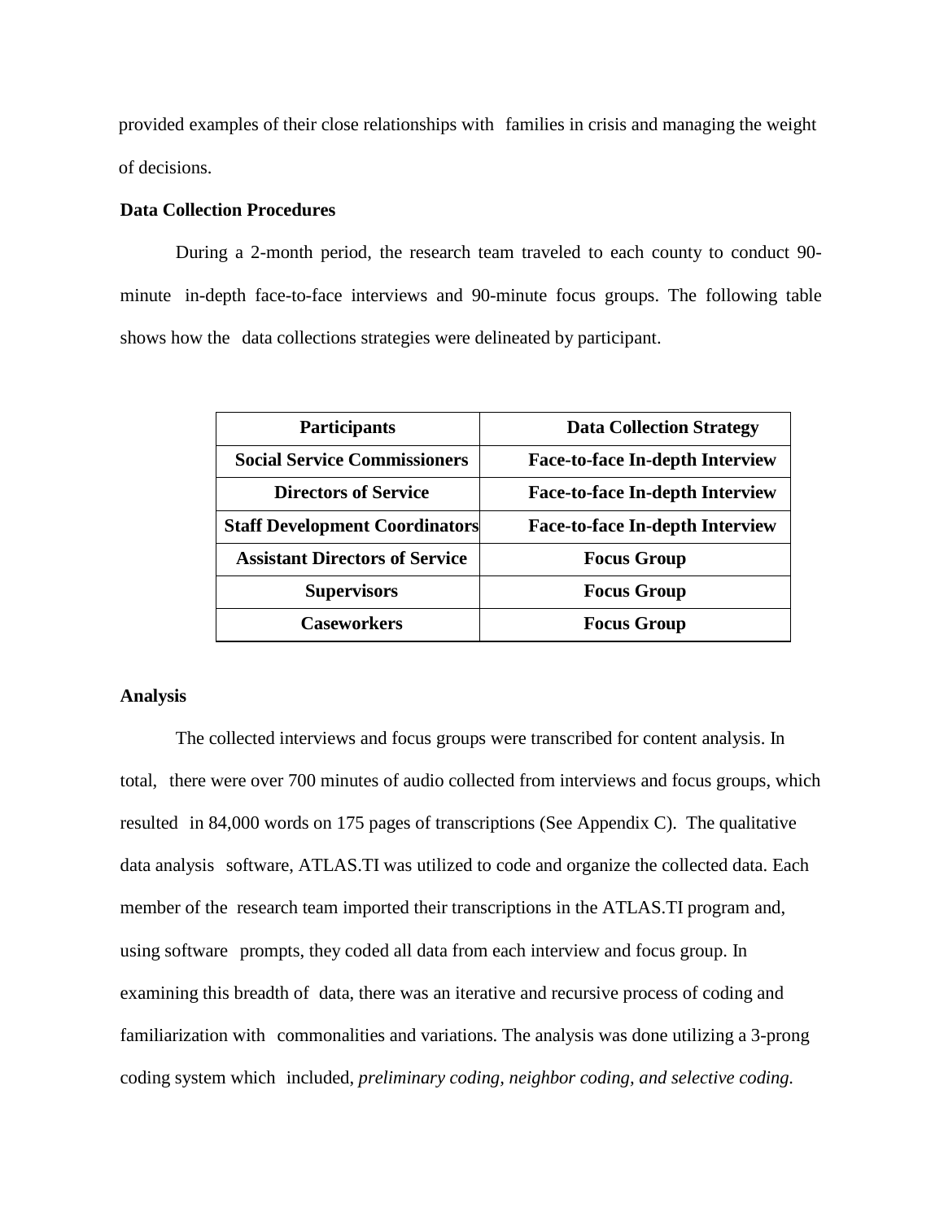provided examples of their close relationships with families in crisis and managing the weight of decisions.

## Data Collection Procedures

During a 2-month period, the research team traveled to each county to conduct 90-minute in-depth face-to-face interviews and 90-minute focus groups. The following table shows how the data collections strategies were delineated by participant.

| Participants | Data Collection Strategy |
|---|---|
| **Social Service Commissioners** | **Face-to-face In-depth Interview** |
| **Directors of Service** | **Face-to-face In-depth Interview** |
| **Staff Development Coordinators** | **Face-to-face In-depth Interview** |
| **Assistant Directors of Service** | **Focus Group** |
| **Supervisors** | **Focus Group** |
| **Caseworkers** | **Focus Group** |

## Analysis

The collected interviews and focus groups were transcribed for content analysis. In total, there were over 700 minutes of audio collected from interviews and focus groups, which resulted in 84,000 words on 175 pages of transcriptions (See Appendix C). The qualitative data analysis software, ATLAS.TI was utilized to code and organize the collected data. Each member of the research team imported their transcriptions in the ATLAS.TI program and, using software prompts, they coded all data from each interview and focus group. In examining this breadth of data, there was an iterative and recursive process of coding and familiarization with commonalities and variations. The analysis was done utilizing a 3-prong coding system which included, *preliminary coding, neighbor coding, and selective coding.*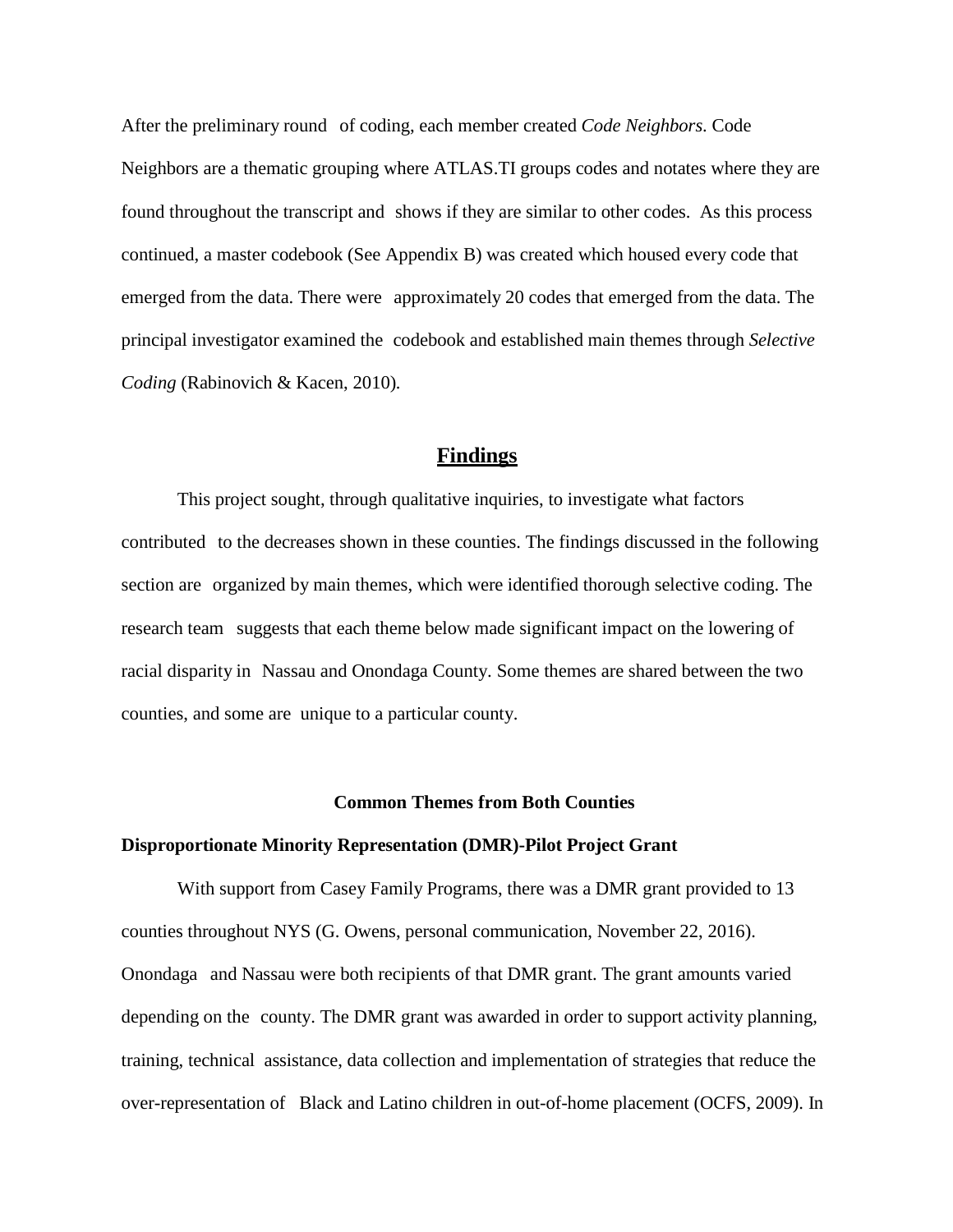After the preliminary round of coding, each member created *Code Neighbors*. Code Neighbors are a thematic grouping where ATLAS.TI groups codes and notates where they are found throughout the transcript and shows if they are similar to other codes. As this process continued, a master codebook (See Appendix B) was created which housed every code that emerged from the data. There were approximately 20 codes that emerged from the data. The principal investigator examined the codebook and established main themes through *Selective Coding* (Rabinovich & Kacen, 2010).

## Findings

This project sought, through qualitative inquiries, to investigate what factors contributed to the decreases shown in these counties. The findings discussed in the following section are organized by main themes, which were identified thorough selective coding. The research team suggests that each theme below made significant impact on the lowering of racial disparity in Nassau and Onondaga County. Some themes are shared between the two counties, and some are unique to a particular county.

### Common Themes from Both Counties

#### Disproportionate Minority Representation (DMR)-Pilot Project Grant

With support from Casey Family Programs, there was a DMR grant provided to 13 counties throughout NYS (G. Owens, personal communication, November 22, 2016). Onondaga and Nassau were both recipients of that DMR grant. The grant amounts varied depending on the county. The DMR grant was awarded in order to support activity planning, training, technical assistance, data collection and implementation of strategies that reduce the over-representation of Black and Latino children in out-of-home placement (OCFS, 2009). In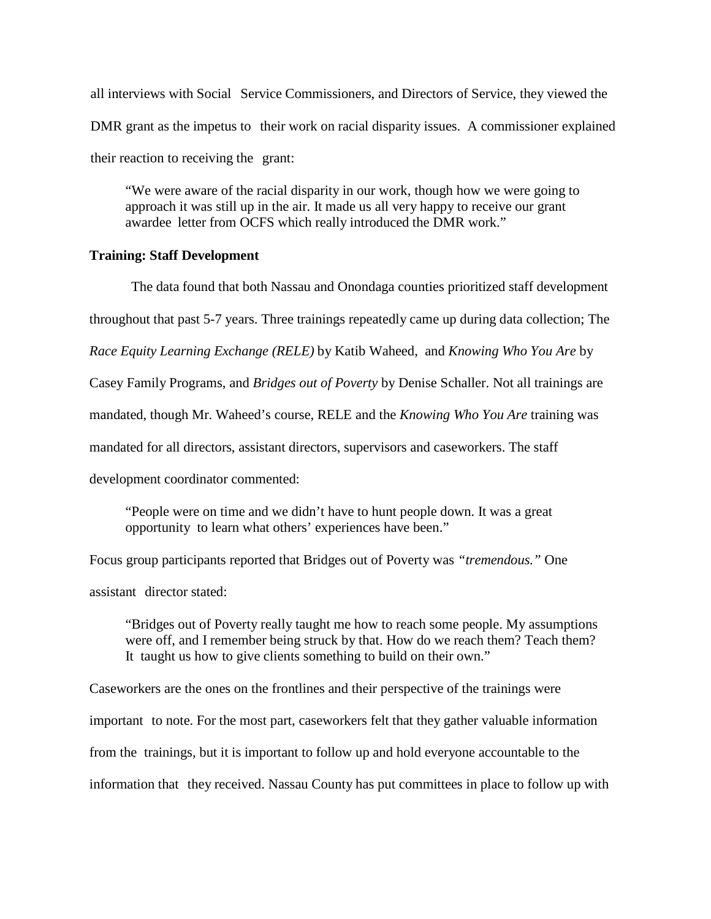all interviews with Social Service Commissioners, and Directors of Service, they viewed the DMR grant as the impetus to their work on racial disparity issues. A commissioner explained their reaction to receiving the grant:

> "We were aware of the racial disparity in our work, though how we were going to approach it was still up in the air. It made us all very happy to receive our grant awardee letter from OCFS which really introduced the DMR work."

**Training: Staff Development**

The data found that both Nassau and Onondaga counties prioritized staff development throughout that past 5-7 years. Three trainings repeatedly came up during data collection; The *Race Equity Learning Exchange (RELE)* by Katib Waheed, and *Knowing Who You Are* by Casey Family Programs, and *Bridges out of Poverty* by Denise Schaller. Not all trainings are mandated, though Mr. Waheed's course, RELE and the *Knowing Who You Are* training was mandated for all directors, assistant directors, supervisors and caseworkers. The staff development coordinator commented:

> "People were on time and we didn't have to hunt people down. It was a great opportunity to learn what others' experiences have been."

Focus group participants reported that Bridges out of Poverty was *"tremendous."* One assistant director stated:

> "Bridges out of Poverty really taught me how to reach some people. My assumptions were off, and I remember being struck by that. How do we reach them? Teach them? It taught us how to give clients something to build on their own."

Caseworkers are the ones on the frontlines and their perspective of the trainings were important to note. For the most part, caseworkers felt that they gather valuable information from the trainings, but it is important to follow up and hold everyone accountable to the information that they received. Nassau County has put committees in place to follow up with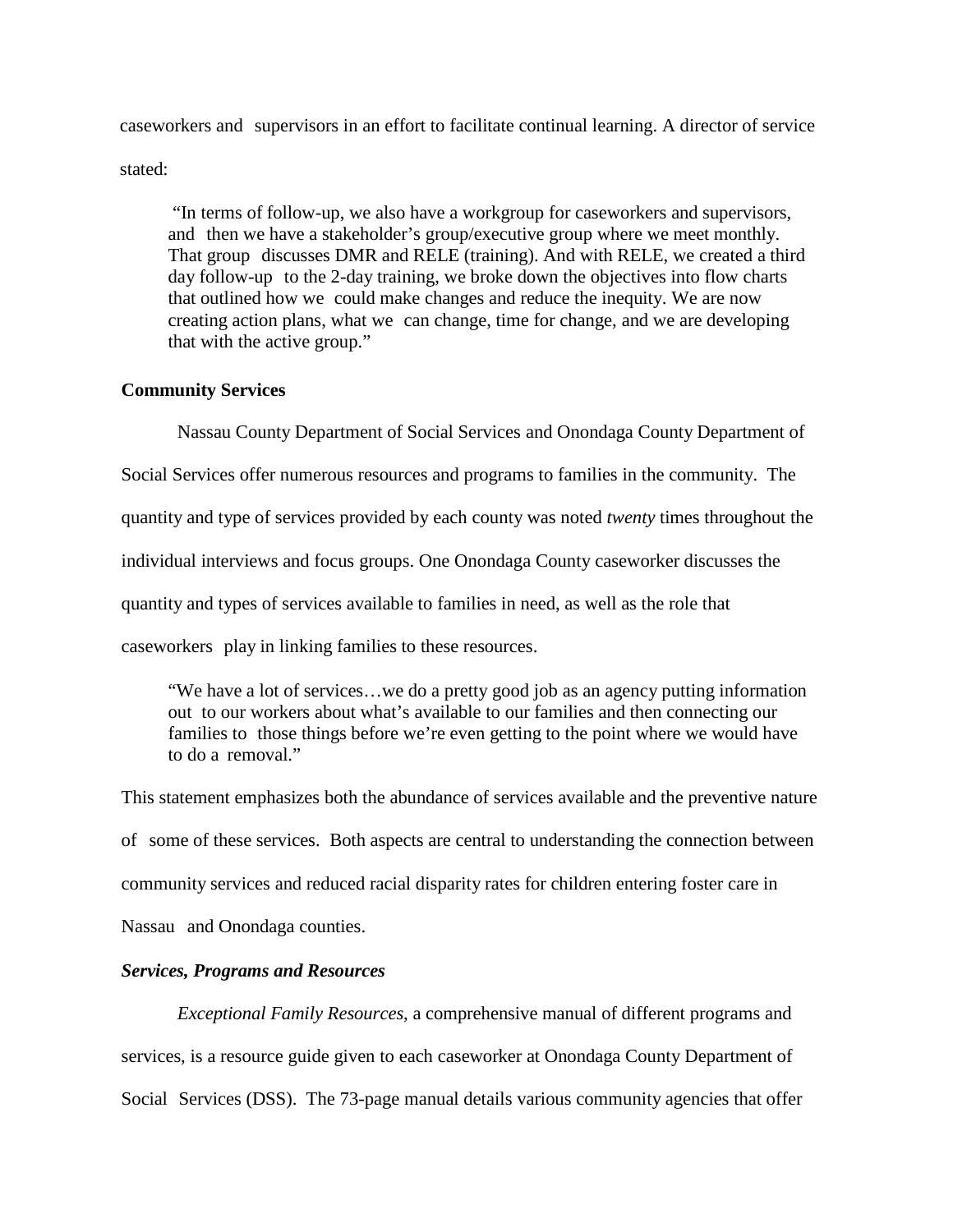caseworkers and supervisors in an effort to facilitate continual learning. A director of service stated:

> "In terms of follow-up, we also have a workgroup for caseworkers and supervisors, and then we have a stakeholder's group/executive group where we meet monthly. That group discusses DMR and RELE (training). And with RELE, we created a third day follow-up to the 2-day training, we broke down the objectives into flow charts that outlined how we could make changes and reduce the inequity. We are now creating action plans, what we can change, time for change, and we are developing that with the active group."

**Community Services**

Nassau County Department of Social Services and Onondaga County Department of Social Services offer numerous resources and programs to families in the community. The quantity and type of services provided by each county was noted *twenty* times throughout the individual interviews and focus groups. One Onondaga County caseworker discusses the quantity and types of services available to families in need, as well as the role that caseworkers play in linking families to these resources.

> "We have a lot of services…we do a pretty good job as an agency putting information out to our workers about what's available to our families and then connecting our families to those things before we're even getting to the point where we would have to do a removal."

This statement emphasizes both the abundance of services available and the preventive nature of some of these services. Both aspects are central to understanding the connection between community services and reduced racial disparity rates for children entering foster care in Nassau and Onondaga counties.

***Services, Programs and Resources***

*Exceptional Family Resources*, a comprehensive manual of different programs and services, is a resource guide given to each caseworker at Onondaga County Department of Social Services (DSS). The 73-page manual details various community agencies that offer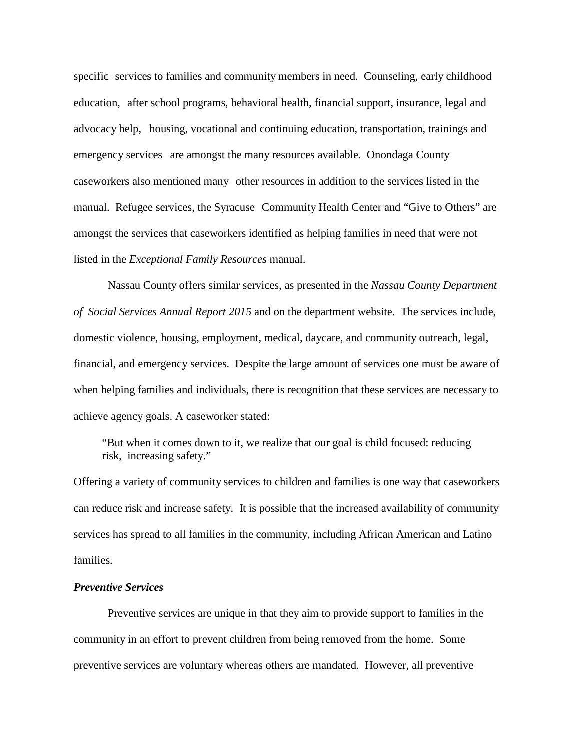specific services to families and community members in need. Counseling, early childhood education, after school programs, behavioral health, financial support, insurance, legal and advocacy help, housing, vocational and continuing education, transportation, trainings and emergency services are amongst the many resources available. Onondaga County caseworkers also mentioned many other resources in addition to the services listed in the manual. Refugee services, the Syracuse Community Health Center and "Give to Others" are amongst the services that caseworkers identified as helping families in need that were not listed in the *Exceptional Family Resources* manual.

Nassau County offers similar services, as presented in the *Nassau County Department of Social Services Annual Report 2015* and on the department website. The services include, domestic violence, housing, employment, medical, daycare, and community outreach, legal, financial, and emergency services. Despite the large amount of services one must be aware of when helping families and individuals, there is recognition that these services are necessary to achieve agency goals. A caseworker stated:

> "But when it comes down to it, we realize that our goal is child focused: reducing risk, increasing safety."

Offering a variety of community services to children and families is one way that caseworkers can reduce risk and increase safety. It is possible that the increased availability of community services has spread to all families in the community, including African American and Latino families.

***Preventive Services***

Preventive services are unique in that they aim to provide support to families in the community in an effort to prevent children from being removed from the home. Some preventive services are voluntary whereas others are mandated. However, all preventive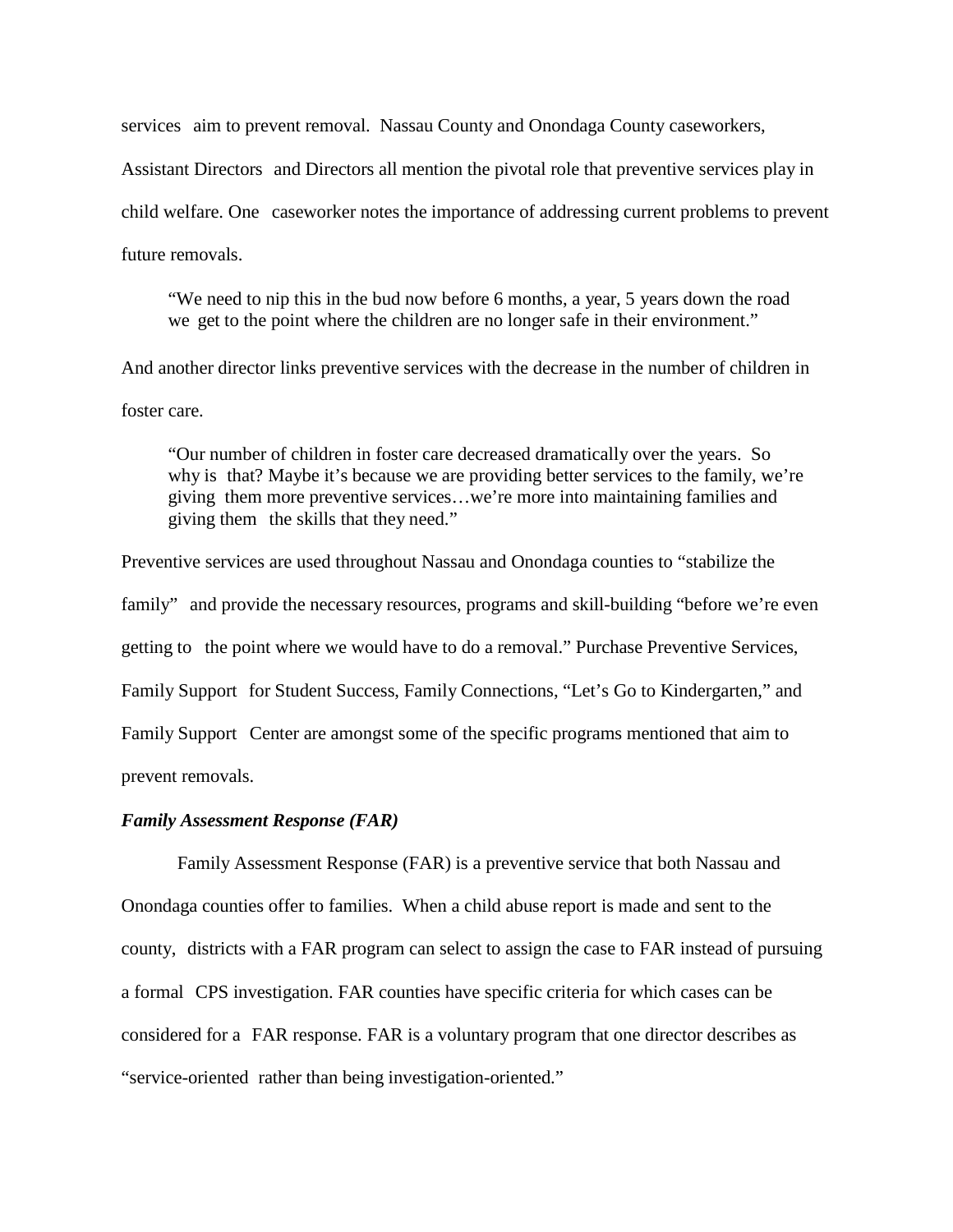services aim to prevent removal. Nassau County and Onondaga County caseworkers, Assistant Directors and Directors all mention the pivotal role that preventive services play in child welfare. One caseworker notes the importance of addressing current problems to prevent future removals.

> "We need to nip this in the bud now before 6 months, a year, 5 years down the road we get to the point where the children are no longer safe in their environment."

And another director links preventive services with the decrease in the number of children in foster care.

> "Our number of children in foster care decreased dramatically over the years. So why is that? Maybe it's because we are providing better services to the family, we're giving them more preventive services…we're more into maintaining families and giving them the skills that they need."

Preventive services are used throughout Nassau and Onondaga counties to "stabilize the family" and provide the necessary resources, programs and skill-building "before we're even getting to the point where we would have to do a removal." Purchase Preventive Services, Family Support for Student Success, Family Connections, "Let's Go to Kindergarten," and Family Support Center are amongst some of the specific programs mentioned that aim to prevent removals.

***Family Assessment Response (FAR)***

Family Assessment Response (FAR) is a preventive service that both Nassau and Onondaga counties offer to families. When a child abuse report is made and sent to the county, districts with a FAR program can select to assign the case to FAR instead of pursuing a formal CPS investigation. FAR counties have specific criteria for which cases can be considered for a FAR response. FAR is a voluntary program that one director describes as "service-oriented rather than being investigation-oriented."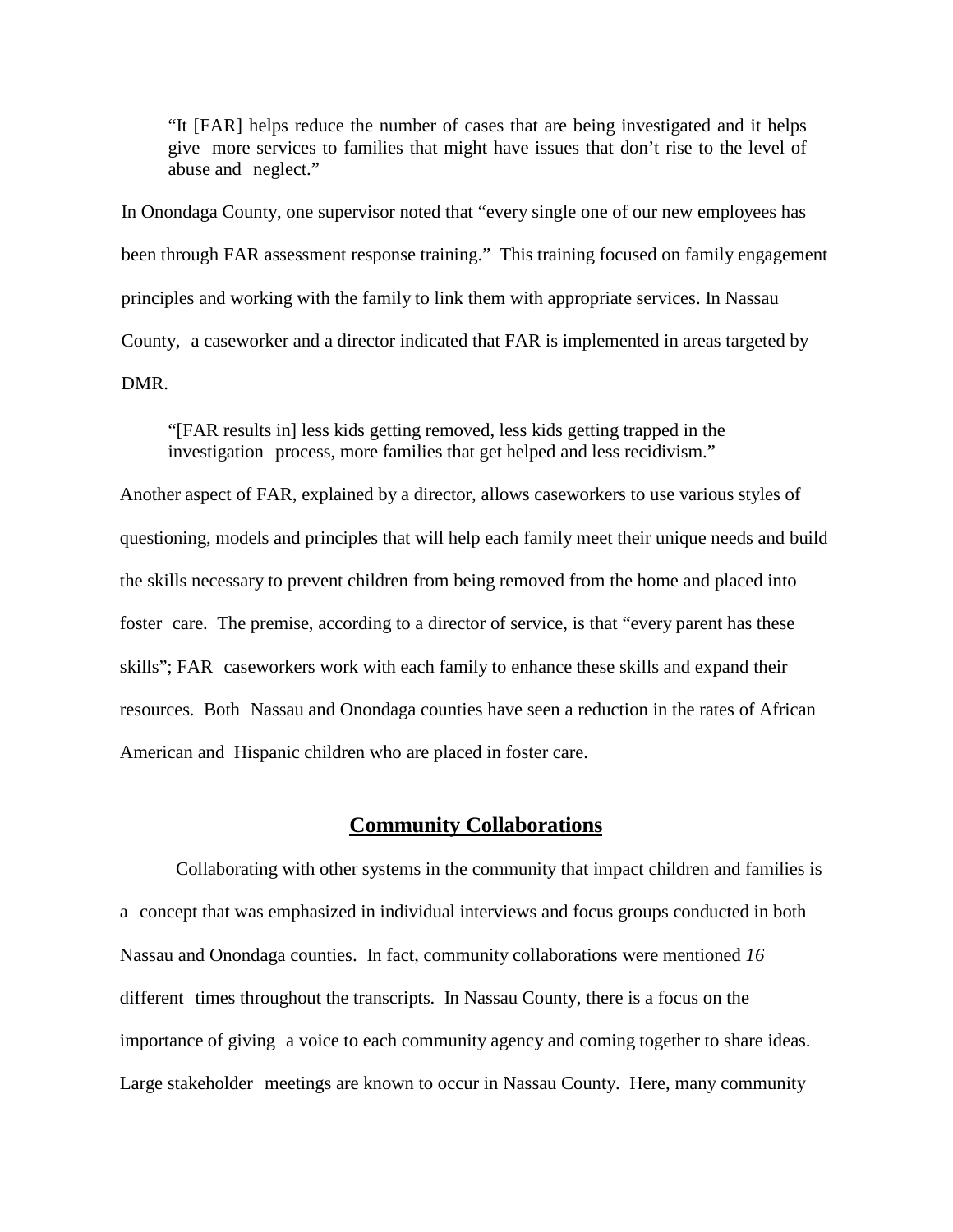> "It [FAR] helps reduce the number of cases that are being investigated and it helps give more services to families that might have issues that don't rise to the level of abuse and neglect."

In Onondaga County, one supervisor noted that "every single one of our new employees has been through FAR assessment response training." This training focused on family engagement principles and working with the family to link them with appropriate services. In Nassau County, a caseworker and a director indicated that FAR is implemented in areas targeted by DMR.

> "[FAR results in] less kids getting removed, less kids getting trapped in the investigation process, more families that get helped and less recidivism."

Another aspect of FAR, explained by a director, allows caseworkers to use various styles of questioning, models and principles that will help each family meet their unique needs and build the skills necessary to prevent children from being removed from the home and placed into foster care. The premise, according to a director of service, is that "every parent has these skills"; FAR caseworkers work with each family to enhance these skills and expand their resources. Both Nassau and Onondaga counties have seen a reduction in the rates of African American and Hispanic children who are placed in foster care.

## Community Collaborations

Collaborating with other systems in the community that impact children and families is a concept that was emphasized in individual interviews and focus groups conducted in both Nassau and Onondaga counties. In fact, community collaborations were mentioned *16* different times throughout the transcripts. In Nassau County, there is a focus on the importance of giving a voice to each community agency and coming together to share ideas. Large stakeholder meetings are known to occur in Nassau County. Here, many community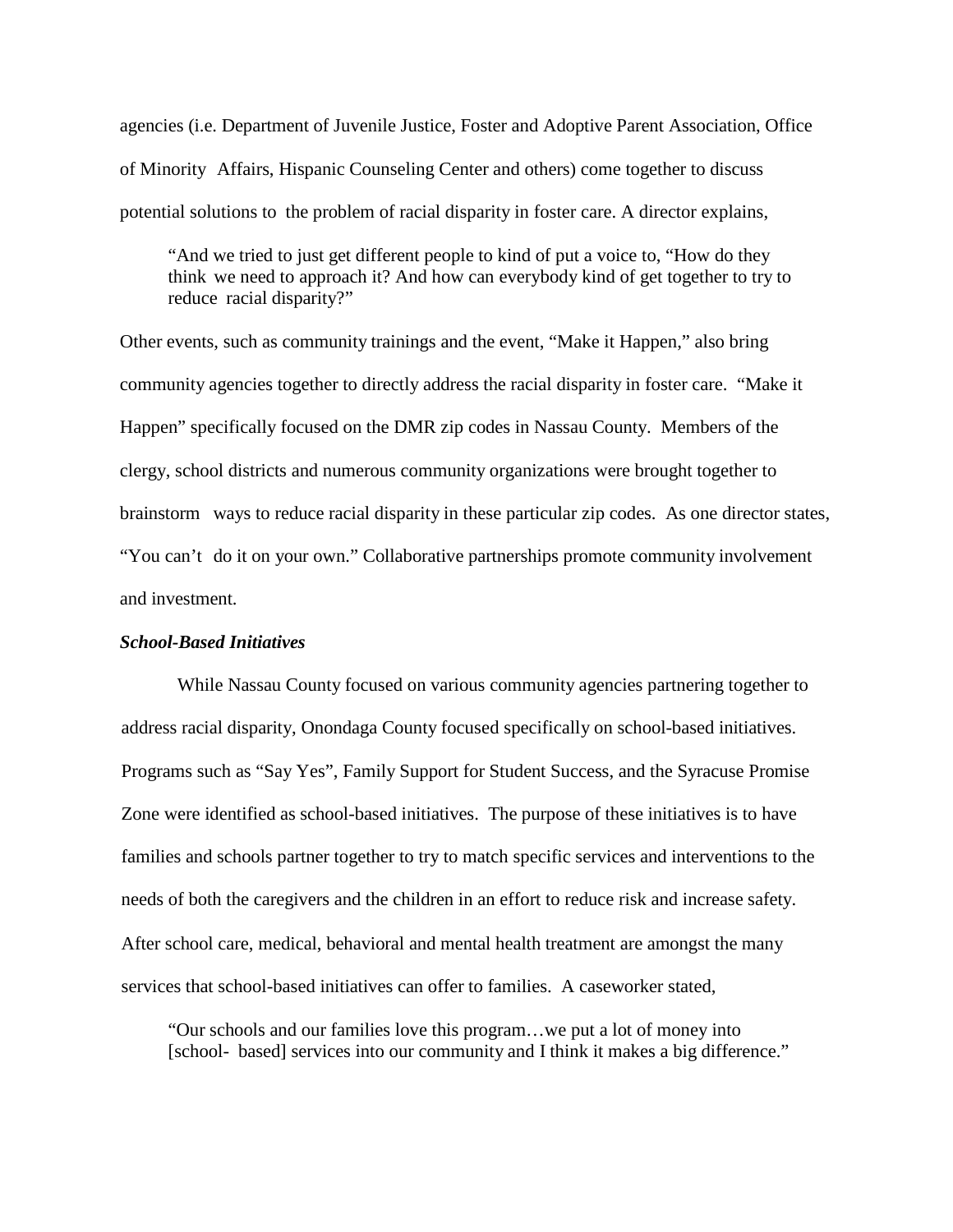agencies (i.e. Department of Juvenile Justice, Foster and Adoptive Parent Association, Office of Minority Affairs, Hispanic Counseling Center and others) come together to discuss potential solutions to the problem of racial disparity in foster care. A director explains,

> "And we tried to just get different people to kind of put a voice to, "How do they think we need to approach it? And how can everybody kind of get together to try to reduce racial disparity?"

Other events, such as community trainings and the event, "Make it Happen," also bring community agencies together to directly address the racial disparity in foster care. "Make it Happen" specifically focused on the DMR zip codes in Nassau County. Members of the clergy, school districts and numerous community organizations were brought together to brainstorm ways to reduce racial disparity in these particular zip codes. As one director states, "You can't do it on your own." Collaborative partnerships promote community involvement and investment.

***School-Based Initiatives***

While Nassau County focused on various community agencies partnering together to address racial disparity, Onondaga County focused specifically on school-based initiatives. Programs such as "Say Yes", Family Support for Student Success, and the Syracuse Promise Zone were identified as school-based initiatives. The purpose of these initiatives is to have families and schools partner together to try to match specific services and interventions to the needs of both the caregivers and the children in an effort to reduce risk and increase safety. After school care, medical, behavioral and mental health treatment are amongst the many services that school-based initiatives can offer to families. A caseworker stated,

> "Our schools and our families love this program…we put a lot of money into [school- based] services into our community and I think it makes a big difference."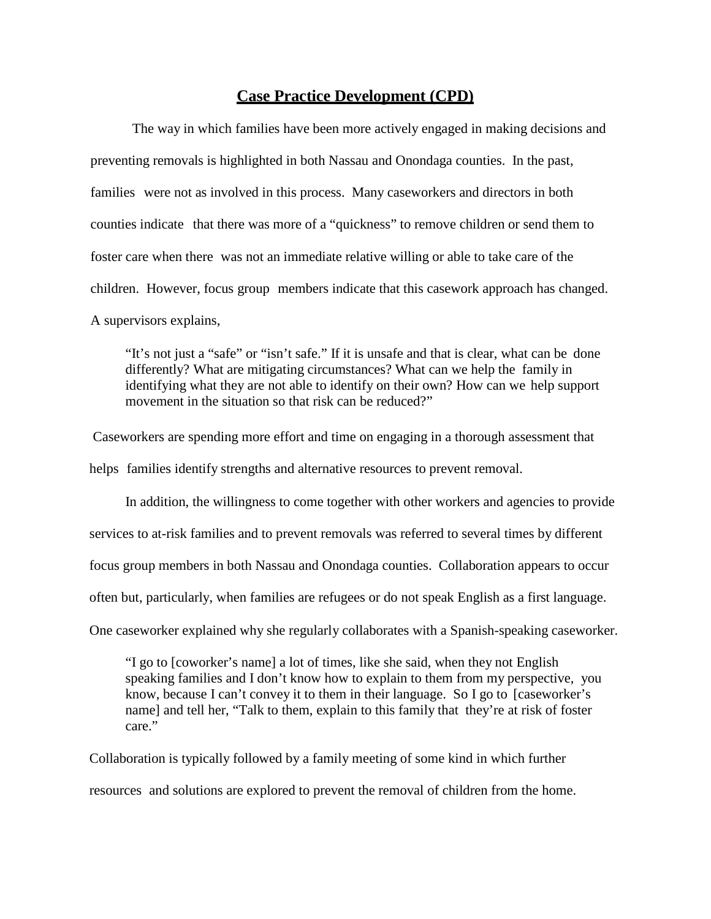# Case Practice Development (CPD)

The way in which families have been more actively engaged in making decisions and preventing removals is highlighted in both Nassau and Onondaga counties. In the past, families were not as involved in this process. Many caseworkers and directors in both counties indicate that there was more of a "quickness" to remove children or send them to foster care when there was not an immediate relative willing or able to take care of the children. However, focus group members indicate that this casework approach has changed. A supervisors explains,

> "It's not just a "safe" or "isn't safe." If it is unsafe and that is clear, what can be done differently? What are mitigating circumstances? What can we help the family in identifying what they are not able to identify on their own? How can we help support movement in the situation so that risk can be reduced?"

Caseworkers are spending more effort and time on engaging in a thorough assessment that helps families identify strengths and alternative resources to prevent removal.

In addition, the willingness to come together with other workers and agencies to provide services to at-risk families and to prevent removals was referred to several times by different focus group members in both Nassau and Onondaga counties. Collaboration appears to occur often but, particularly, when families are refugees or do not speak English as a first language. One caseworker explained why she regularly collaborates with a Spanish-speaking caseworker.

> "I go to [coworker's name] a lot of times, like she said, when they not English speaking families and I don't know how to explain to them from my perspective, you know, because I can't convey it to them in their language. So I go to [caseworker's name] and tell her, "Talk to them, explain to this family that they're at risk of foster care."

Collaboration is typically followed by a family meeting of some kind in which further resources and solutions are explored to prevent the removal of children from the home.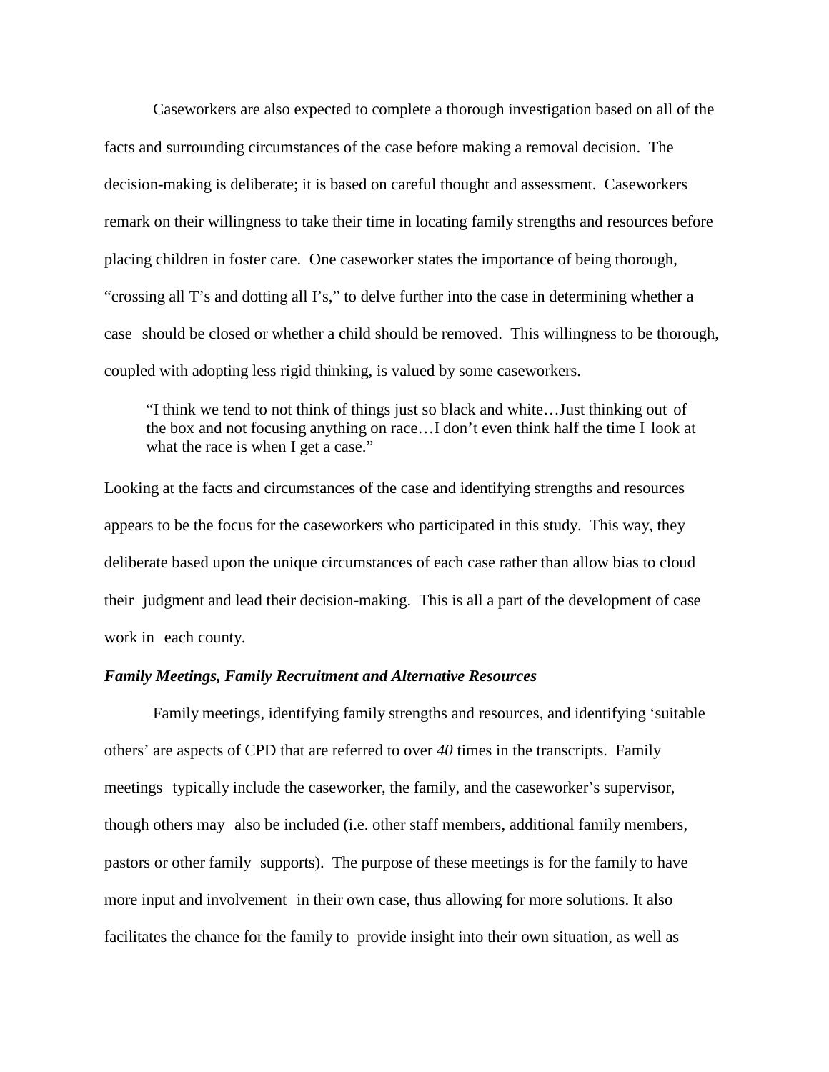Caseworkers are also expected to complete a thorough investigation based on all of the facts and surrounding circumstances of the case before making a removal decision. The decision-making is deliberate; it is based on careful thought and assessment. Caseworkers remark on their willingness to take their time in locating family strengths and resources before placing children in foster care. One caseworker states the importance of being thorough, "crossing all T's and dotting all I's," to delve further into the case in determining whether a case should be closed or whether a child should be removed. This willingness to be thorough, coupled with adopting less rigid thinking, is valued by some caseworkers.

> "I think we tend to not think of things just so black and white…Just thinking out of the box and not focusing anything on race…I don't even think half the time I look at what the race is when I get a case."

Looking at the facts and circumstances of the case and identifying strengths and resources appears to be the focus for the caseworkers who participated in this study. This way, they deliberate based upon the unique circumstances of each case rather than allow bias to cloud their judgment and lead their decision-making. This is all a part of the development of case work in each county.

***Family Meetings, Family Recruitment and Alternative Resources***

Family meetings, identifying family strengths and resources, and identifying 'suitable others' are aspects of CPD that are referred to over *40* times in the transcripts. Family meetings typically include the caseworker, the family, and the caseworker's supervisor, though others may also be included (i.e. other staff members, additional family members, pastors or other family supports). The purpose of these meetings is for the family to have more input and involvement in their own case, thus allowing for more solutions. It also facilitates the chance for the family to provide insight into their own situation, as well as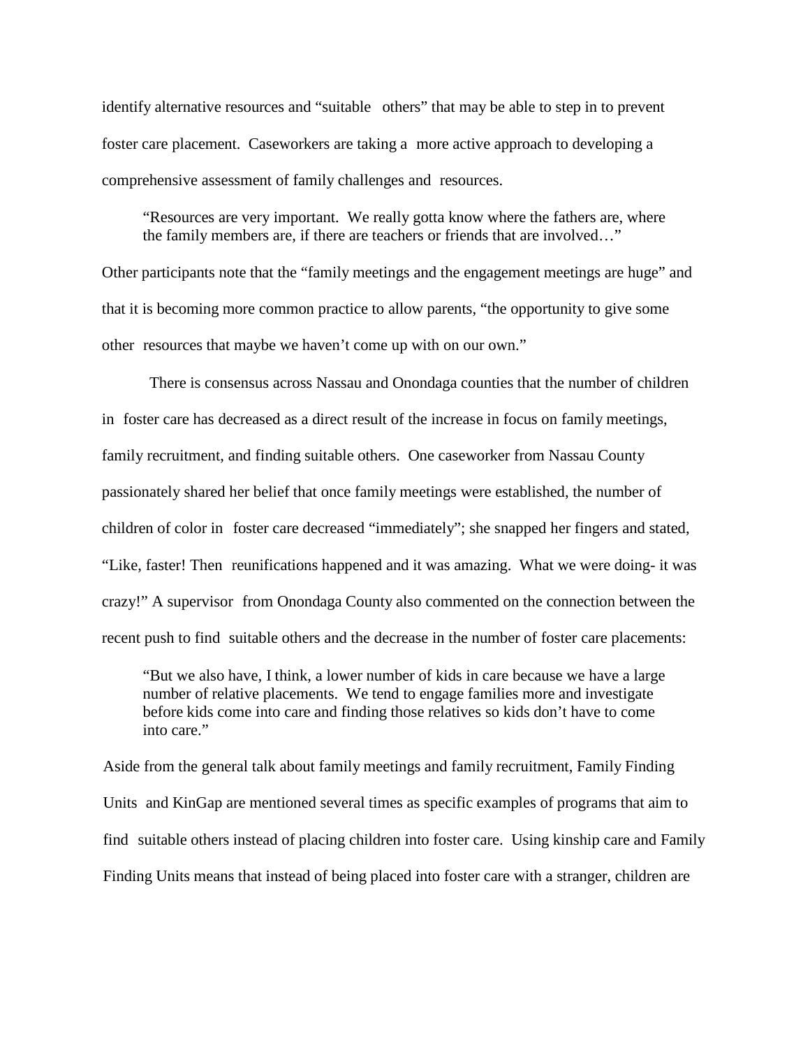identify alternative resources and "suitable others" that may be able to step in to prevent foster care placement. Caseworkers are taking a more active approach to developing a comprehensive assessment of family challenges and resources.

> "Resources are very important. We really gotta know where the fathers are, where the family members are, if there are teachers or friends that are involved…"

Other participants note that the "family meetings and the engagement meetings are huge" and that it is becoming more common practice to allow parents, "the opportunity to give some other resources that maybe we haven't come up with on our own."

There is consensus across Nassau and Onondaga counties that the number of children in foster care has decreased as a direct result of the increase in focus on family meetings, family recruitment, and finding suitable others. One caseworker from Nassau County passionately shared her belief that once family meetings were established, the number of children of color in foster care decreased "immediately"; she snapped her fingers and stated, "Like, faster! Then reunifications happened and it was amazing. What we were doing- it was crazy!" A supervisor from Onondaga County also commented on the connection between the recent push to find suitable others and the decrease in the number of foster care placements:

> "But we also have, I think, a lower number of kids in care because we have a large number of relative placements. We tend to engage families more and investigate before kids come into care and finding those relatives so kids don't have to come into care."

Aside from the general talk about family meetings and family recruitment, Family Finding Units and KinGap are mentioned several times as specific examples of programs that aim to find suitable others instead of placing children into foster care. Using kinship care and Family Finding Units means that instead of being placed into foster care with a stranger, children are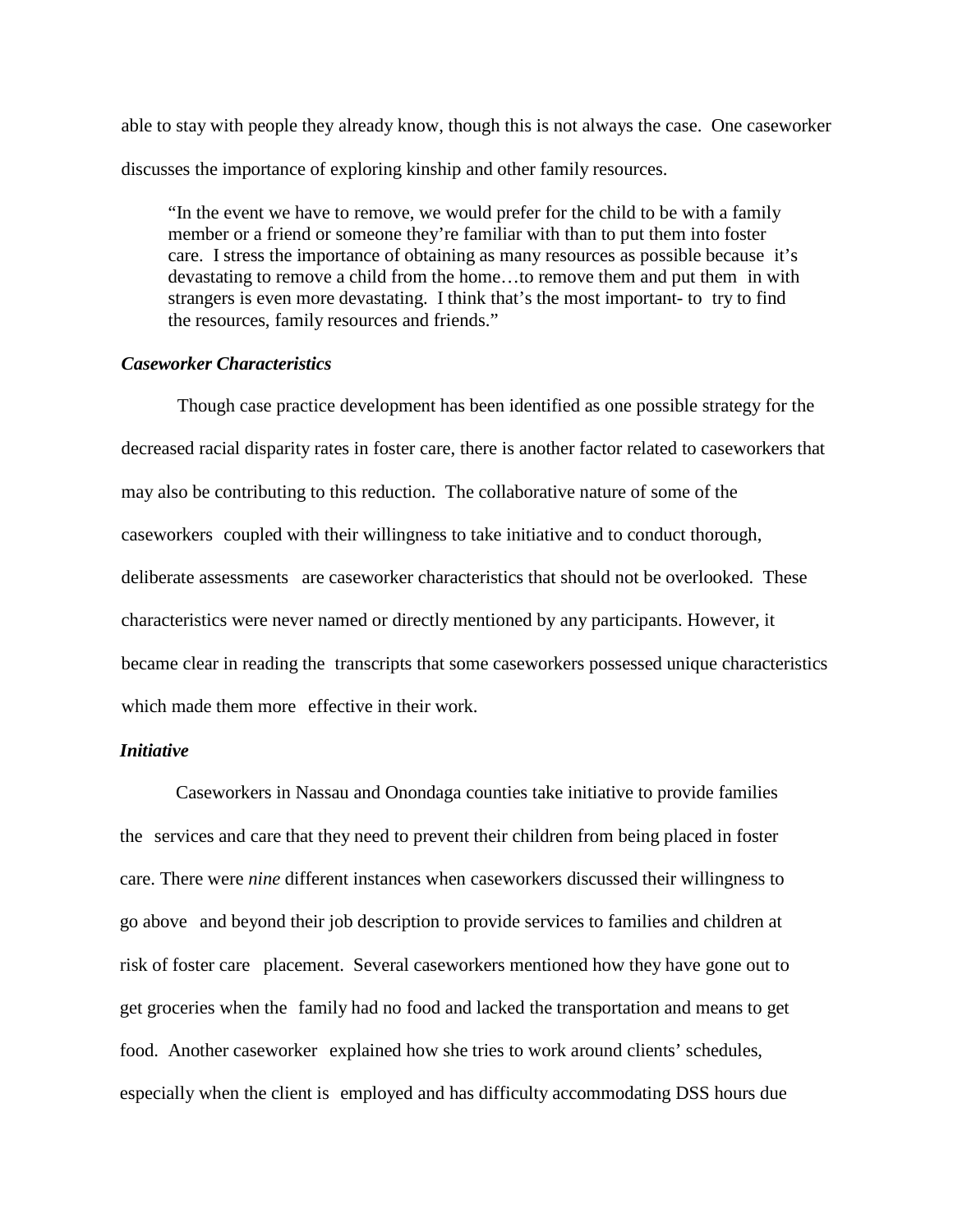able to stay with people they already know, though this is not always the case. One caseworker discusses the importance of exploring kinship and other family resources.

> "In the event we have to remove, we would prefer for the child to be with a family member or a friend or someone they're familiar with than to put them into foster care. I stress the importance of obtaining as many resources as possible because it's devastating to remove a child from the home…to remove them and put them in with strangers is even more devastating. I think that's the most important- to try to find the resources, family resources and friends."

### *Caseworker Characteristics*

Though case practice development has been identified as one possible strategy for the decreased racial disparity rates in foster care, there is another factor related to caseworkers that may also be contributing to this reduction. The collaborative nature of some of the caseworkers coupled with their willingness to take initiative and to conduct thorough, deliberate assessments are caseworker characteristics that should not be overlooked. These characteristics were never named or directly mentioned by any participants. However, it became clear in reading the transcripts that some caseworkers possessed unique characteristics which made them more effective in their work.

### *Initiative*

Caseworkers in Nassau and Onondaga counties take initiative to provide families the services and care that they need to prevent their children from being placed in foster care. There were *nine* different instances when caseworkers discussed their willingness to go above and beyond their job description to provide services to families and children at risk of foster care placement. Several caseworkers mentioned how they have gone out to get groceries when the family had no food and lacked the transportation and means to get food. Another caseworker explained how she tries to work around clients' schedules, especially when the client is employed and has difficulty accommodating DSS hours due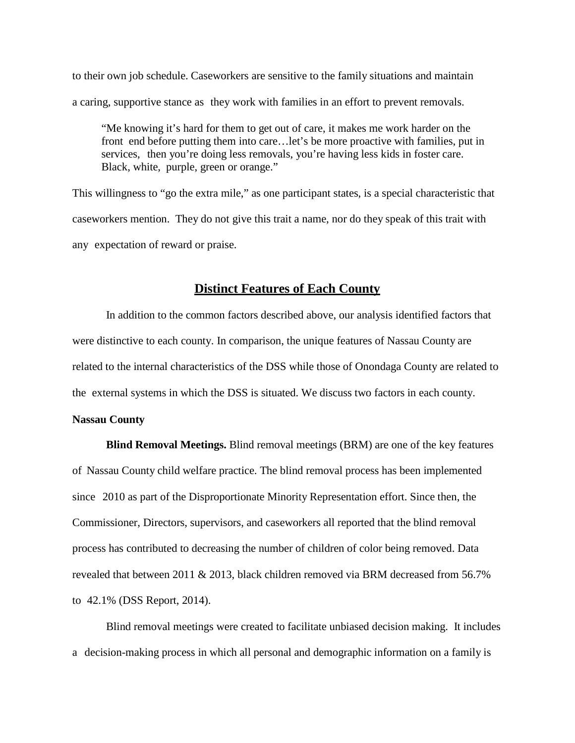to their own job schedule. Caseworkers are sensitive to the family situations and maintain a caring, supportive stance as they work with families in an effort to prevent removals.

> "Me knowing it's hard for them to get out of care, it makes me work harder on the front end before putting them into care…let's be more proactive with families, put in services, then you're doing less removals, you're having less kids in foster care. Black, white, purple, green or orange."

This willingness to "go the extra mile," as one participant states, is a special characteristic that caseworkers mention. They do not give this trait a name, nor do they speak of this trait with any expectation of reward or praise.

## Distinct Features of Each County

In addition to the common factors described above, our analysis identified factors that were distinctive to each county. In comparison, the unique features of Nassau County are related to the internal characteristics of the DSS while those of Onondaga County are related to the external systems in which the DSS is situated. We discuss two factors in each county.

### Nassau County

**Blind Removal Meetings.** Blind removal meetings (BRM) are one of the key features of Nassau County child welfare practice. The blind removal process has been implemented since 2010 as part of the Disproportionate Minority Representation effort. Since then, the Commissioner, Directors, supervisors, and caseworkers all reported that the blind removal process has contributed to decreasing the number of children of color being removed. Data revealed that between 2011 & 2013, black children removed via BRM decreased from 56.7% to 42.1% (DSS Report, 2014).

Blind removal meetings were created to facilitate unbiased decision making. It includes a decision-making process in which all personal and demographic information on a family is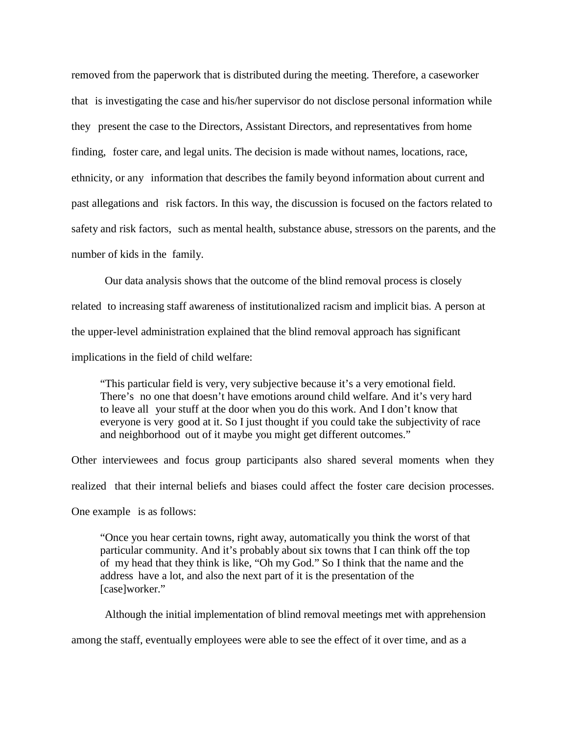removed from the paperwork that is distributed during the meeting. Therefore, a caseworker that is investigating the case and his/her supervisor do not disclose personal information while they present the case to the Directors, Assistant Directors, and representatives from home finding, foster care, and legal units. The decision is made without names, locations, race, ethnicity, or any information that describes the family beyond information about current and past allegations and risk factors. In this way, the discussion is focused on the factors related to safety and risk factors, such as mental health, substance abuse, stressors on the parents, and the number of kids in the family.

Our data analysis shows that the outcome of the blind removal process is closely related to increasing staff awareness of institutionalized racism and implicit bias. A person at the upper-level administration explained that the blind removal approach has significant implications in the field of child welfare:

> "This particular field is very, very subjective because it's a very emotional field. There's no one that doesn't have emotions around child welfare. And it's very hard to leave all your stuff at the door when you do this work. And I don't know that everyone is very good at it. So I just thought if you could take the subjectivity of race and neighborhood out of it maybe you might get different outcomes."

Other interviewees and focus group participants also shared several moments when they realized that their internal beliefs and biases could affect the foster care decision processes. One example is as follows:

> "Once you hear certain towns, right away, automatically you think the worst of that particular community. And it's probably about six towns that I can think off the top of my head that they think is like, "Oh my God." So I think that the name and the address have a lot, and also the next part of it is the presentation of the [case]worker."

Although the initial implementation of blind removal meetings met with apprehension among the staff, eventually employees were able to see the effect of it over time, and as a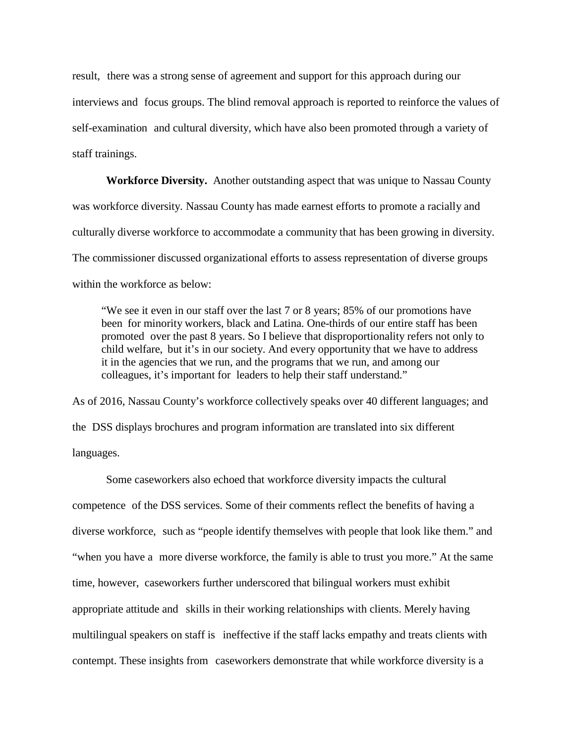result, there was a strong sense of agreement and support for this approach during our interviews and focus groups. The blind removal approach is reported to reinforce the values of self-examination and cultural diversity, which have also been promoted through a variety of staff trainings.

**Workforce Diversity.** Another outstanding aspect that was unique to Nassau County was workforce diversity. Nassau County has made earnest efforts to promote a racially and culturally diverse workforce to accommodate a community that has been growing in diversity. The commissioner discussed organizational efforts to assess representation of diverse groups within the workforce as below:

> "We see it even in our staff over the last 7 or 8 years; 85% of our promotions have been for minority workers, black and Latina. One-thirds of our entire staff has been promoted over the past 8 years. So I believe that disproportionality refers not only to child welfare, but it's in our society. And every opportunity that we have to address it in the agencies that we run, and the programs that we run, and among our colleagues, it's important for leaders to help their staff understand."

As of 2016, Nassau County's workforce collectively speaks over 40 different languages; and the DSS displays brochures and program information are translated into six different languages.

Some caseworkers also echoed that workforce diversity impacts the cultural competence of the DSS services. Some of their comments reflect the benefits of having a diverse workforce, such as "people identify themselves with people that look like them." and "when you have a more diverse workforce, the family is able to trust you more." At the same time, however, caseworkers further underscored that bilingual workers must exhibit appropriate attitude and skills in their working relationships with clients. Merely having multilingual speakers on staff is ineffective if the staff lacks empathy and treats clients with contempt. These insights from caseworkers demonstrate that while workforce diversity is a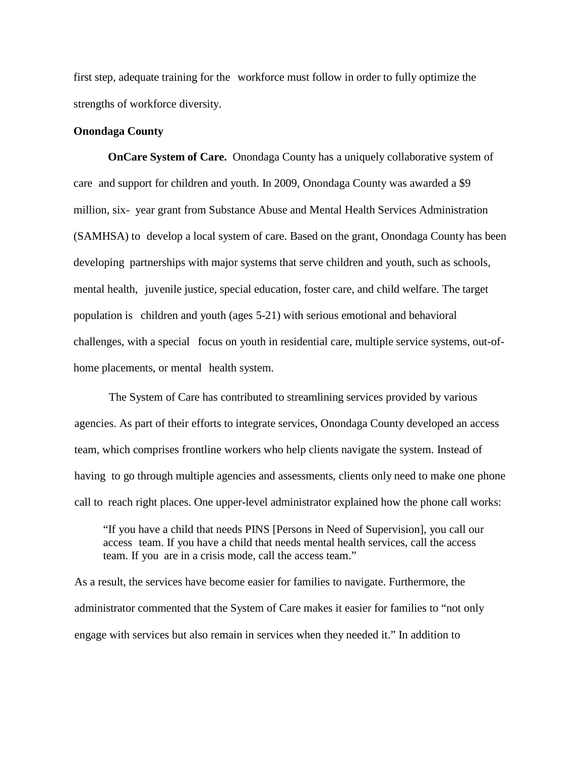first step, adequate training for the workforce must follow in order to fully optimize the strengths of workforce diversity.

**Onondaga County**

**OnCare System of Care.** Onondaga County has a uniquely collaborative system of care and support for children and youth. In 2009, Onondaga County was awarded a $9 million, six- year grant from Substance Abuse and Mental Health Services Administration (SAMHSA) to develop a local system of care. Based on the grant, Onondaga County has been developing partnerships with major systems that serve children and youth, such as schools, mental health, juvenile justice, special education, foster care, and child welfare. The target population is children and youth (ages 5-21) with serious emotional and behavioral challenges, with a special focus on youth in residential care, multiple service systems, out-of-home placements, or mental health system.

The System of Care has contributed to streamlining services provided by various agencies. As part of their efforts to integrate services, Onondaga County developed an access team, which comprises frontline workers who help clients navigate the system. Instead of having to go through multiple agencies and assessments, clients only need to make one phone call to reach right places. One upper-level administrator explained how the phone call works:

> "If you have a child that needs PINS [Persons in Need of Supervision], you call our access team. If you have a child that needs mental health services, call the access team. If you are in a crisis mode, call the access team."

As a result, the services have become easier for families to navigate. Furthermore, the administrator commented that the System of Care makes it easier for families to "not only engage with services but also remain in services when they needed it." In addition to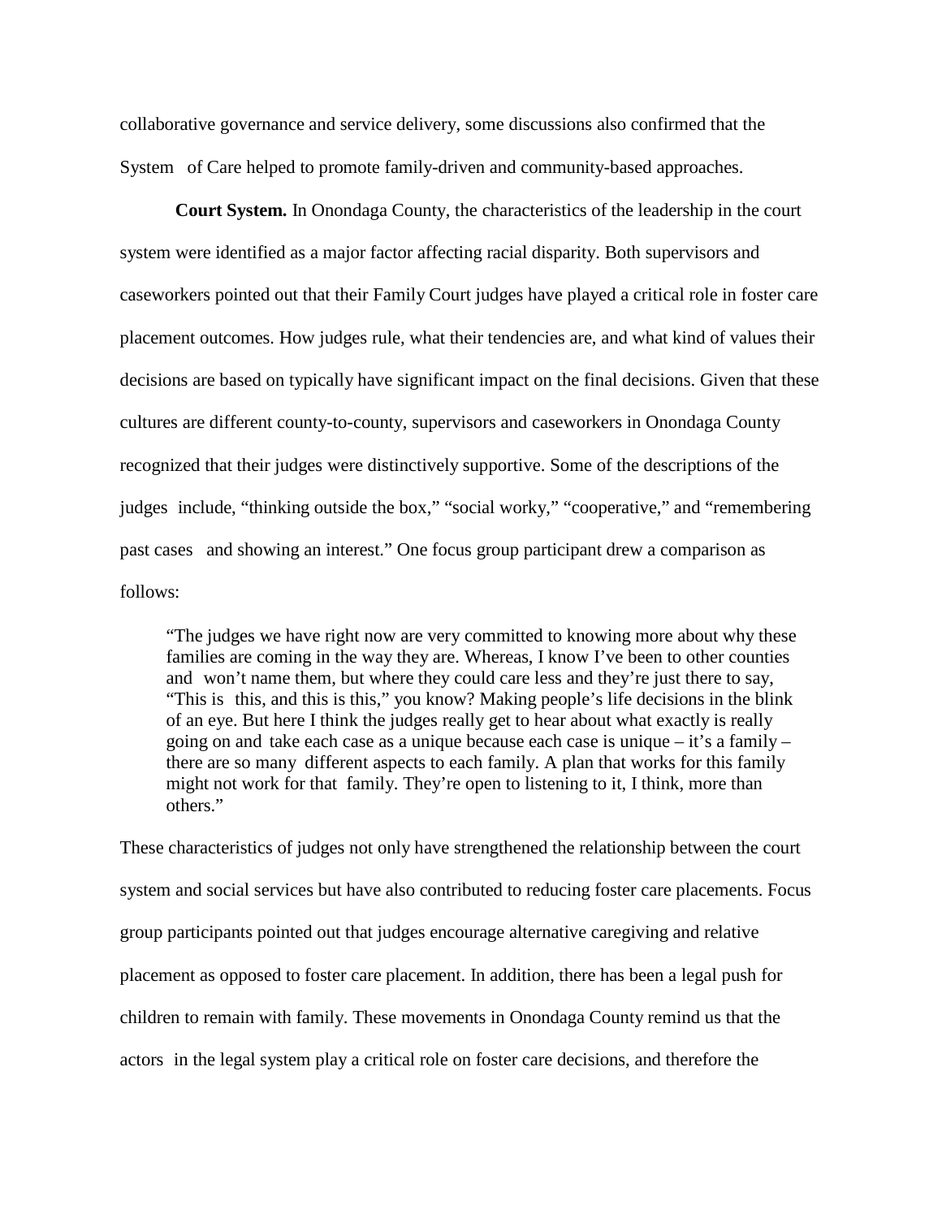collaborative governance and service delivery, some discussions also confirmed that the System of Care helped to promote family-driven and community-based approaches.

**Court System.** In Onondaga County, the characteristics of the leadership in the court system were identified as a major factor affecting racial disparity. Both supervisors and caseworkers pointed out that their Family Court judges have played a critical role in foster care placement outcomes. How judges rule, what their tendencies are, and what kind of values their decisions are based on typically have significant impact on the final decisions. Given that these cultures are different county-to-county, supervisors and caseworkers in Onondaga County recognized that their judges were distinctively supportive. Some of the descriptions of the judges include, "thinking outside the box," "social worky," "cooperative," and "remembering past cases and showing an interest." One focus group participant drew a comparison as follows:

> "The judges we have right now are very committed to knowing more about why these families are coming in the way they are. Whereas, I know I've been to other counties and won't name them, but where they could care less and they're just there to say, "This is this, and this is this," you know? Making people's life decisions in the blink of an eye. But here I think the judges really get to hear about what exactly is really going on and take each case as a unique because each case is unique – it's a family – there are so many different aspects to each family. A plan that works for this family might not work for that family. They're open to listening to it, I think, more than others."

These characteristics of judges not only have strengthened the relationship between the court system and social services but have also contributed to reducing foster care placements. Focus group participants pointed out that judges encourage alternative caregiving and relative placement as opposed to foster care placement. In addition, there has been a legal push for children to remain with family. These movements in Onondaga County remind us that the actors in the legal system play a critical role on foster care decisions, and therefore the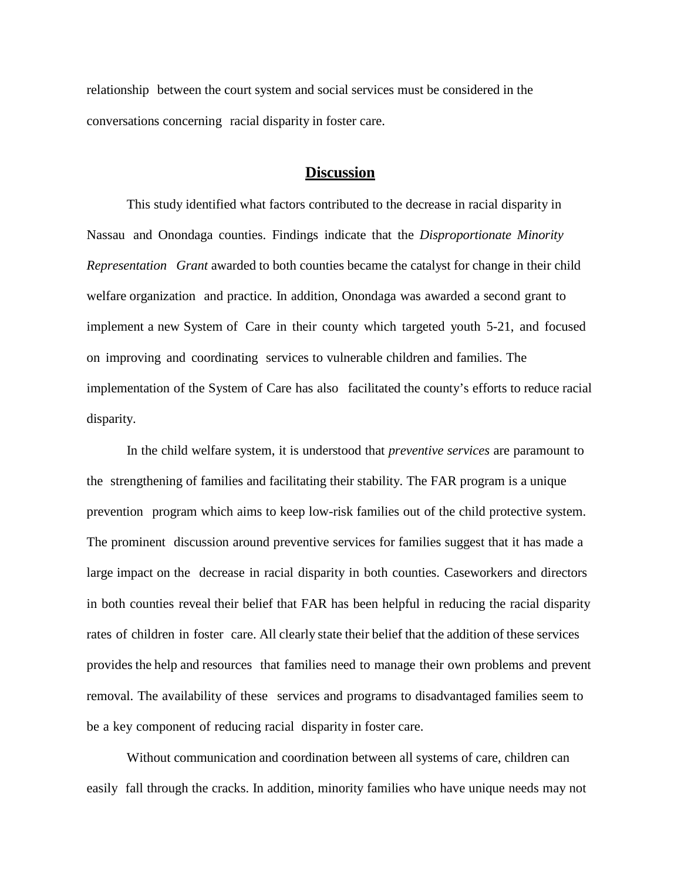relationship between the court system and social services must be considered in the conversations concerning racial disparity in foster care.

## Discussion

This study identified what factors contributed to the decrease in racial disparity in Nassau and Onondaga counties. Findings indicate that the *Disproportionate Minority Representation Grant* awarded to both counties became the catalyst for change in their child welfare organization and practice. In addition, Onondaga was awarded a second grant to implement a new System of Care in their county which targeted youth 5-21, and focused on improving and coordinating services to vulnerable children and families. The implementation of the System of Care has also facilitated the county's efforts to reduce racial disparity.

In the child welfare system, it is understood that *preventive services* are paramount to the strengthening of families and facilitating their stability. The FAR program is a unique prevention program which aims to keep low-risk families out of the child protective system. The prominent discussion around preventive services for families suggest that it has made a large impact on the decrease in racial disparity in both counties. Caseworkers and directors in both counties reveal their belief that FAR has been helpful in reducing the racial disparity rates of children in foster care. All clearly state their belief that the addition of these services provides the help and resources that families need to manage their own problems and prevent removal. The availability of these services and programs to disadvantaged families seem to be a key component of reducing racial disparity in foster care.

Without communication and coordination between all systems of care, children can easily fall through the cracks. In addition, minority families who have unique needs may not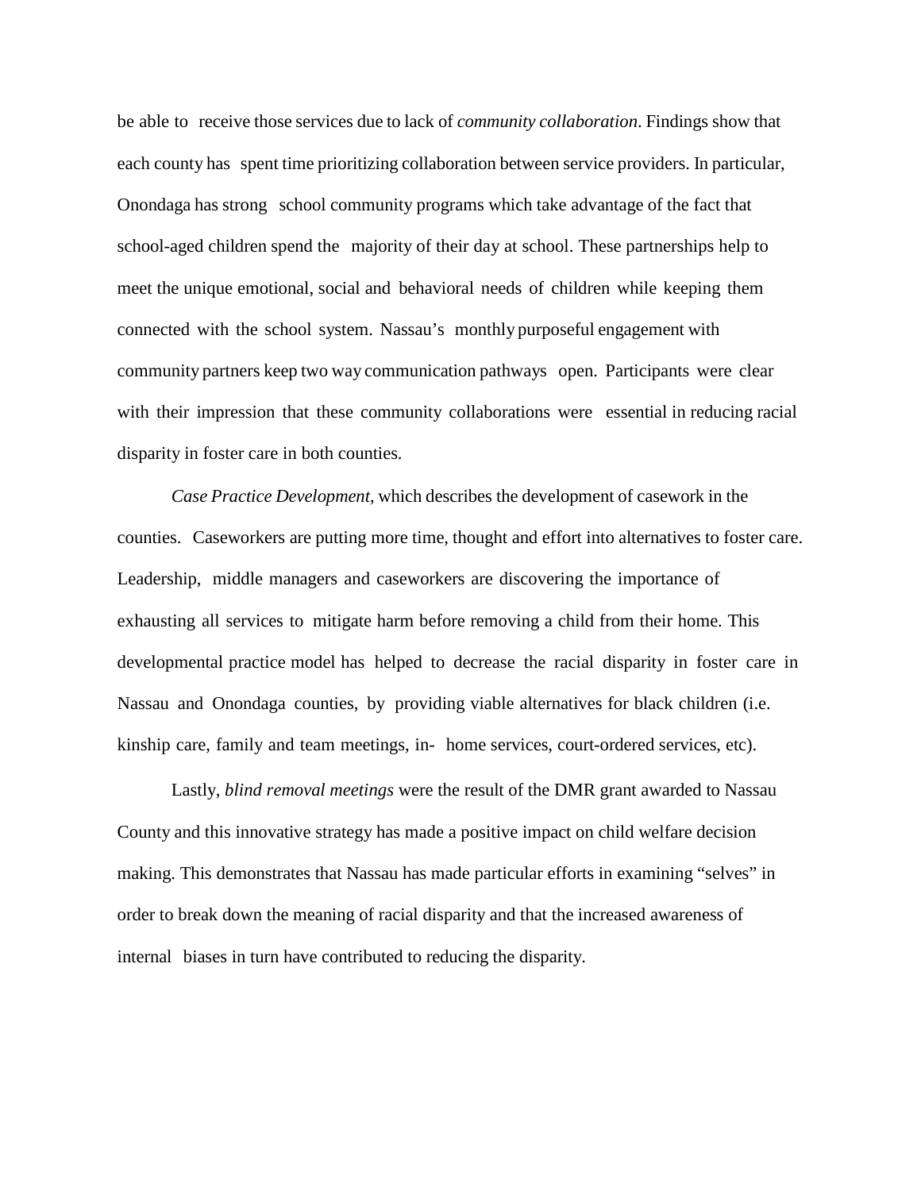be able to receive those services due to lack of *community collaboration*. Findings show that each county has spent time prioritizing collaboration between service providers. In particular, Onondaga has strong school community programs which take advantage of the fact that school-aged children spend the majority of their day at school. These partnerships help to meet the unique emotional, social and behavioral needs of children while keeping them connected with the school system. Nassau's monthly purposeful engagement with community partners keep two way communication pathways open. Participants were clear with their impression that these community collaborations were essential in reducing racial disparity in foster care in both counties.

*Case Practice Development*, which describes the development of casework in the counties. Caseworkers are putting more time, thought and effort into alternatives to foster care. Leadership, middle managers and caseworkers are discovering the importance of exhausting all services to mitigate harm before removing a child from their home. This developmental practice model has helped to decrease the racial disparity in foster care in Nassau and Onondaga counties, by providing viable alternatives for black children (i.e. kinship care, family and team meetings, in- home services, court-ordered services, etc).

Lastly, *blind removal meetings* were the result of the DMR grant awarded to Nassau County and this innovative strategy has made a positive impact on child welfare decision making. This demonstrates that Nassau has made particular efforts in examining "selves" in order to break down the meaning of racial disparity and that the increased awareness of internal biases in turn have contributed to reducing the disparity.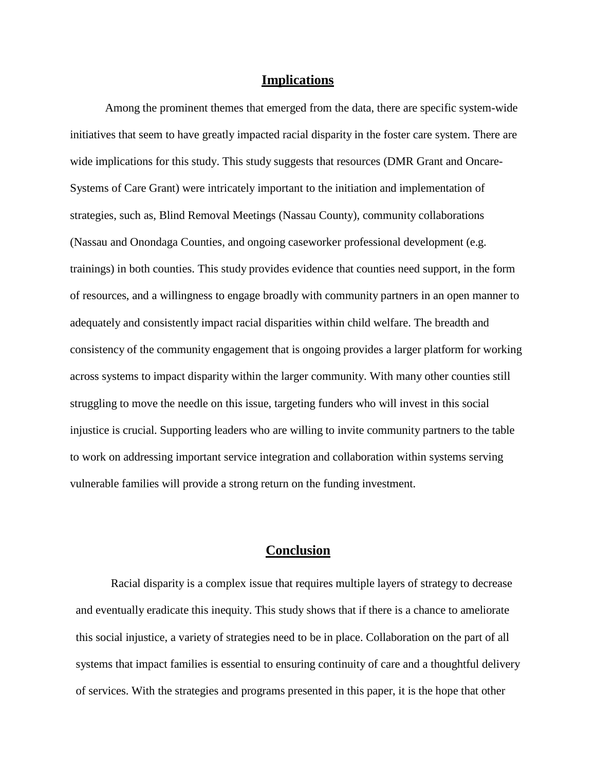## Implications

Among the prominent themes that emerged from the data, there are specific system-wide initiatives that seem to have greatly impacted racial disparity in the foster care system. There are wide implications for this study. This study suggests that resources (DMR Grant and Oncare-Systems of Care Grant) were intricately important to the initiation and implementation of strategies, such as, Blind Removal Meetings (Nassau County), community collaborations (Nassau and Onondaga Counties, and ongoing caseworker professional development (e.g. trainings) in both counties. This study provides evidence that counties need support, in the form of resources, and a willingness to engage broadly with community partners in an open manner to adequately and consistently impact racial disparities within child welfare. The breadth and consistency of the community engagement that is ongoing provides a larger platform for working across systems to impact disparity within the larger community. With many other counties still struggling to move the needle on this issue, targeting funders who will invest in this social injustice is crucial. Supporting leaders who are willing to invite community partners to the table to work on addressing important service integration and collaboration within systems serving vulnerable families will provide a strong return on the funding investment.

## Conclusion

Racial disparity is a complex issue that requires multiple layers of strategy to decrease and eventually eradicate this inequity. This study shows that if there is a chance to ameliorate this social injustice, a variety of strategies need to be in place. Collaboration on the part of all systems that impact families is essential to ensuring continuity of care and a thoughtful delivery of services. With the strategies and programs presented in this paper, it is the hope that other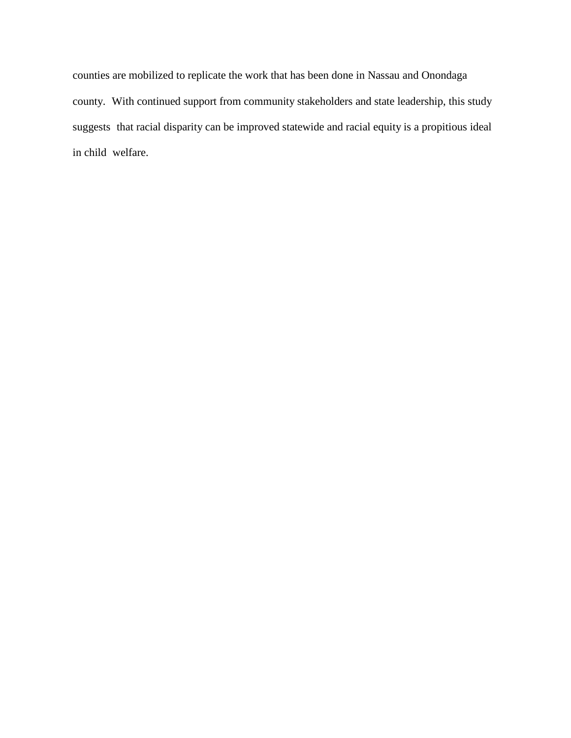counties are mobilized to replicate the work that has been done in Nassau and Onondaga county. With continued support from community stakeholders and state leadership, this study suggests that racial disparity can be improved statewide and racial equity is a propitious ideal in child welfare.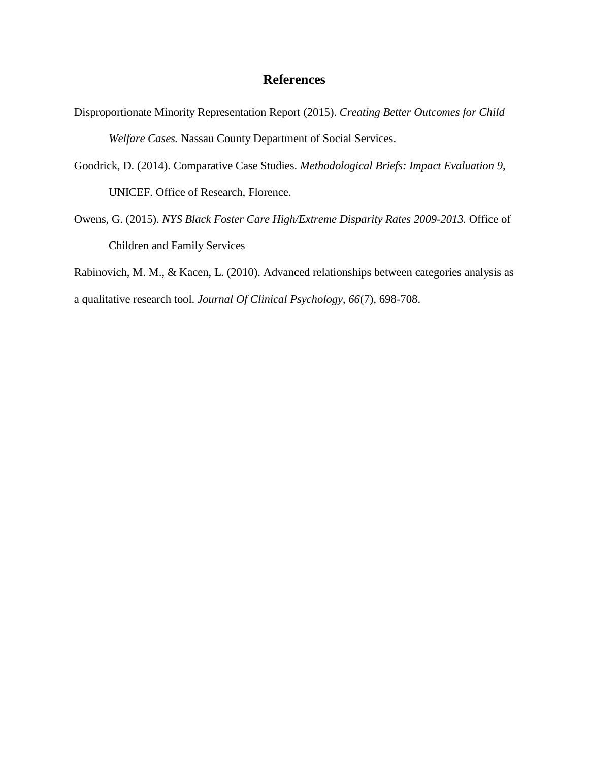# References

Disproportionate Minority Representation Report (2015). *Creating Better Outcomes for Child Welfare Cases.* Nassau County Department of Social Services.

Goodrick, D. (2014). Comparative Case Studies. *Methodological Briefs: Impact Evaluation 9*, UNICEF. Office of Research, Florence.

Owens, G. (2015). *NYS Black Foster Care High/Extreme Disparity Rates 2009-2013.* Office of Children and Family Services

Rabinovich, M. M., & Kacen, L. (2010). Advanced relationships between categories analysis as a qualitative research tool. *Journal Of Clinical Psychology*, *66*(7), 698-708.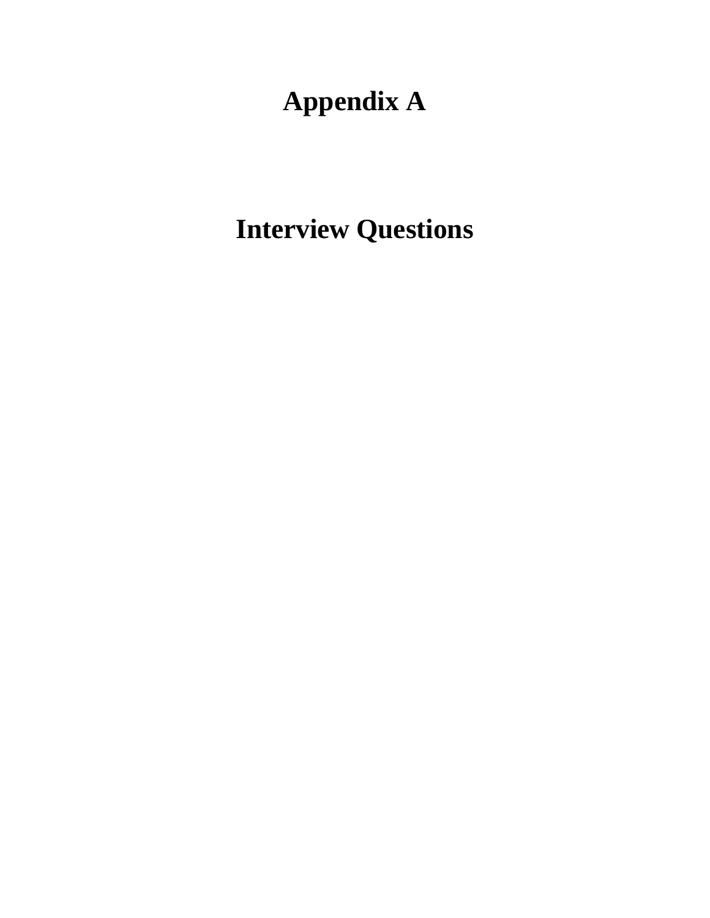# Appendix A

# Interview Questions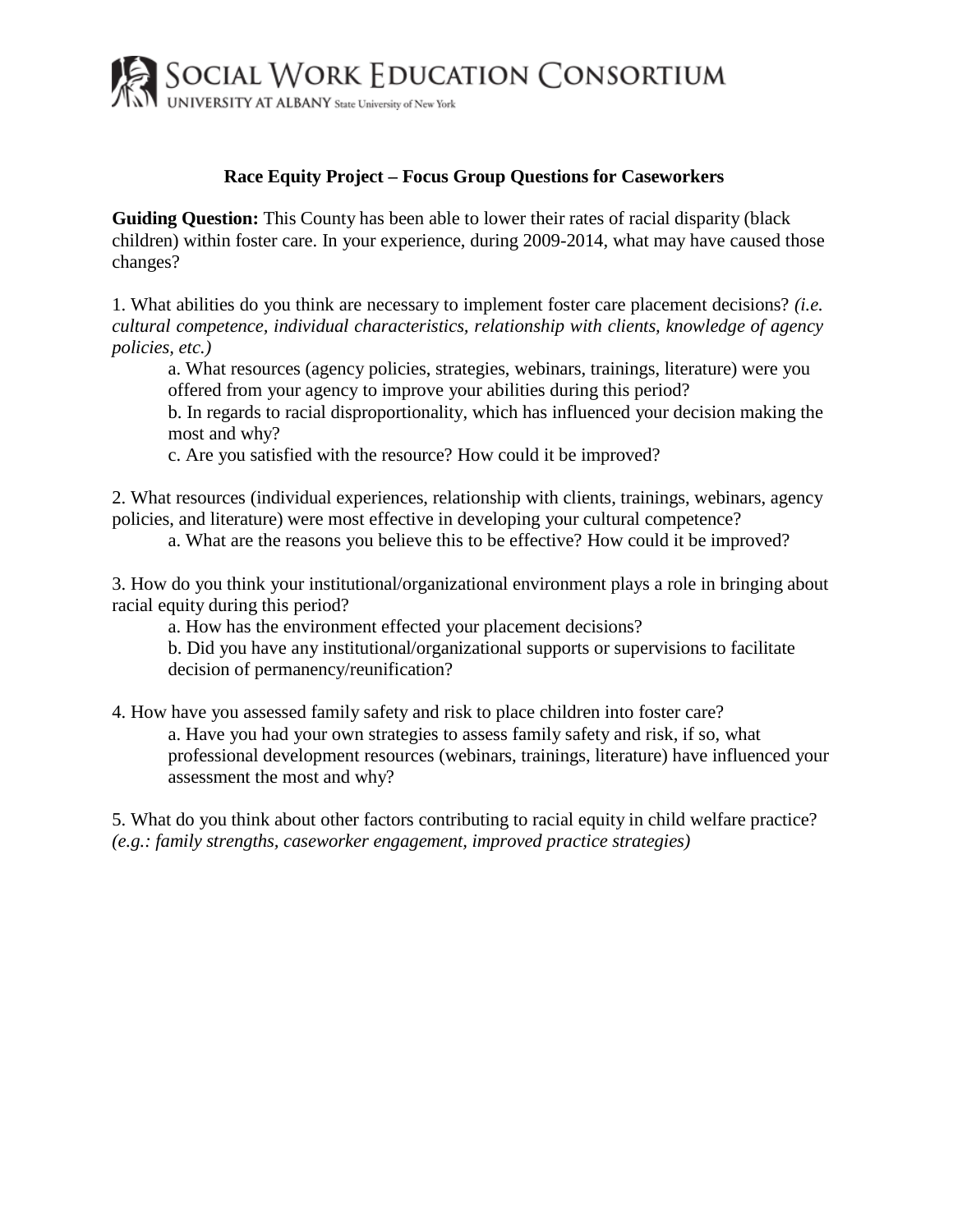SOCIAL WORK EDUCATION CONSORTIUM
UNIVERSITY AT ALBANY State University of New York

## Race Equity Project – Focus Group Questions for Caseworkers

**Guiding Question:** This County has been able to lower their rates of racial disparity (black children) within foster care. In your experience, during 2009-2014, what may have caused those changes?

1. What abilities do you think are necessary to implement foster care placement decisions? *(i.e. cultural competence, individual characteristics, relationship with clients, knowledge of agency policies, etc.)*
   - a. What resources (agency policies, strategies, webinars, trainings, literature) were you offered from your agency to improve your abilities during this period?
   - b. In regards to racial disproportionality, which has influenced your decision making the most and why?
   - c. Are you satisfied with the resource? How could it be improved?

2. What resources (individual experiences, relationship with clients, trainings, webinars, agency policies, and literature) were most effective in developing your cultural competence?
   - a. What are the reasons you believe this to be effective? How could it be improved?

3. How do you think your institutional/organizational environment plays a role in bringing about racial equity during this period?
   - a. How has the environment effected your placement decisions?
   - b. Did you have any institutional/organizational supports or supervisions to facilitate decision of permanency/reunification?

4. How have you assessed family safety and risk to place children into foster care?
   - a. Have you had your own strategies to assess family safety and risk, if so, what professional development resources (webinars, trainings, literature) have influenced your assessment the most and why?

5. What do you think about other factors contributing to racial equity in child welfare practice? *(e.g.: family strengths, caseworker engagement, improved practice strategies)*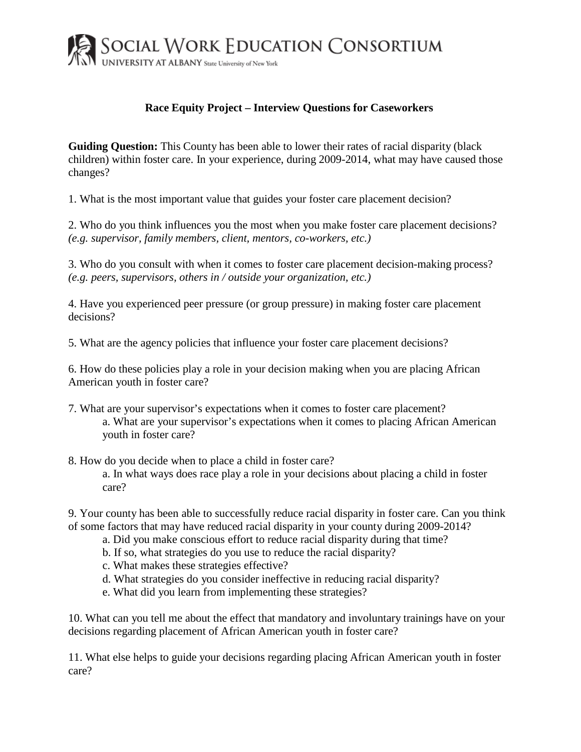SOCIAL WORK EDUCATION CONSORTIUM
UNIVERSITY AT ALBANY State University of New York

## Race Equity Project – Interview Questions for Caseworkers

**Guiding Question:** This County has been able to lower their rates of racial disparity (black children) within foster care. In your experience, during 2009-2014, what may have caused those changes?

1. What is the most important value that guides your foster care placement decision?

2. Who do you think influences you the most when you make foster care placement decisions? *(e.g. supervisor, family members, client, mentors, co-workers, etc.)*

3. Who do you consult with when it comes to foster care placement decision-making process? *(e.g. peers, supervisors, others in / outside your organization, etc.)*

4. Have you experienced peer pressure (or group pressure) in making foster care placement decisions?

5. What are the agency policies that influence your foster care placement decisions?

6. How do these policies play a role in your decision making when you are placing African American youth in foster care?

7. What are your supervisor's expectations when it comes to foster care placement?
   a. What are your supervisor's expectations when it comes to placing African American youth in foster care?

8. How do you decide when to place a child in foster care?
   a. In what ways does race play a role in your decisions about placing a child in foster care?

9. Your county has been able to successfully reduce racial disparity in foster care. Can you think of some factors that may have reduced racial disparity in your county during 2009-2014?
   a. Did you make conscious effort to reduce racial disparity during that time?
   b. If so, what strategies do you use to reduce the racial disparity?
   c. What makes these strategies effective?
   d. What strategies do you consider ineffective in reducing racial disparity?
   e. What did you learn from implementing these strategies?

10. What can you tell me about the effect that mandatory and involuntary trainings have on your decisions regarding placement of African American youth in foster care?

11. What else helps to guide your decisions regarding placing African American youth in foster care?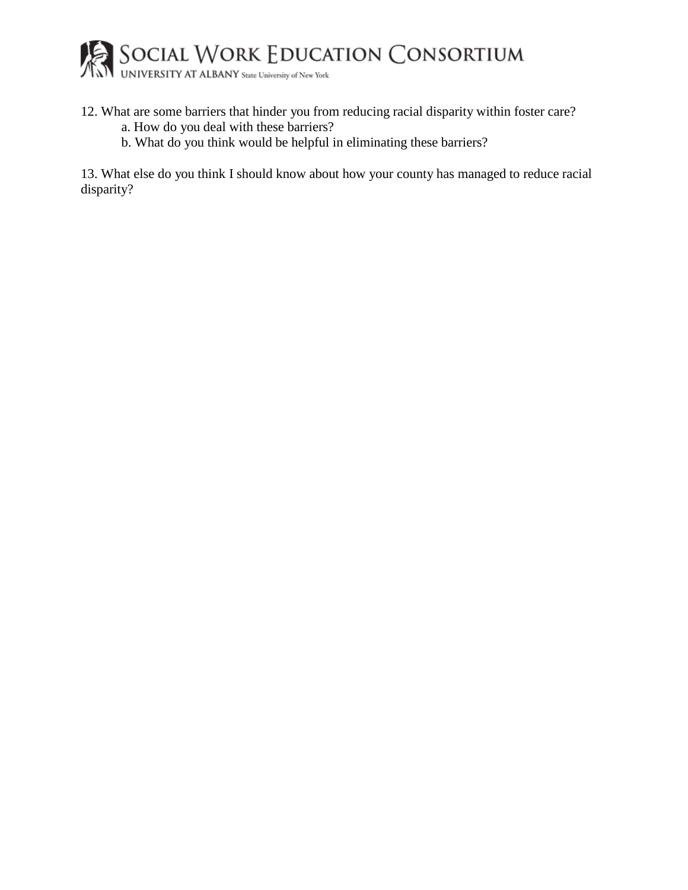12. What are some barriers that hinder you from reducing racial disparity within foster care?
    a. How do you deal with these barriers?
    b. What do you think would be helpful in eliminating these barriers?

13. What else do you think I should know about how your county has managed to reduce racial disparity?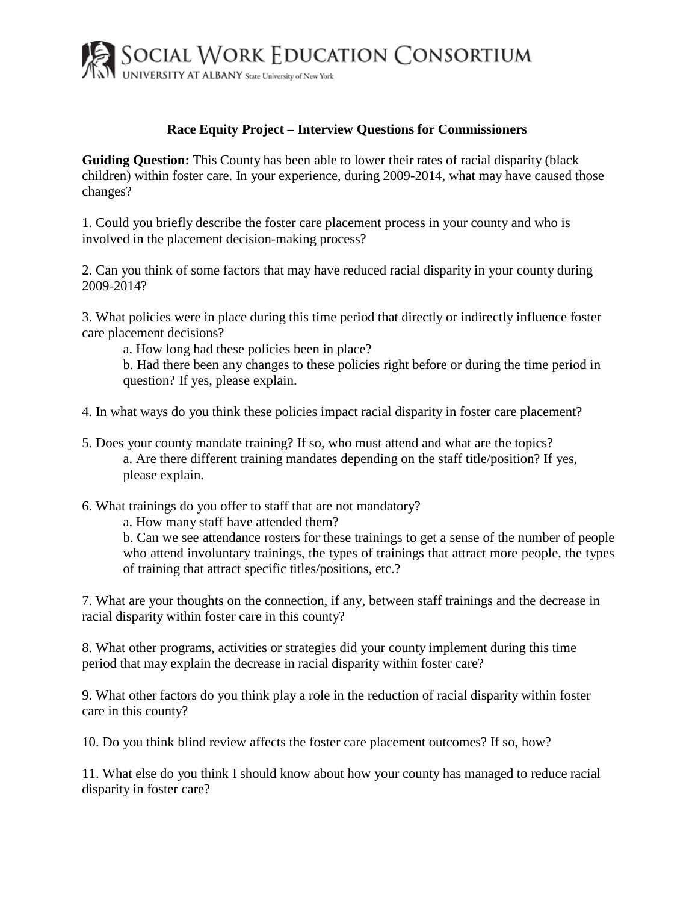SOCIAL WORK EDUCATION CONSORTIUM
UNIVERSITY AT ALBANY State University of New York

## Race Equity Project – Interview Questions for Commissioners

**Guiding Question:** This County has been able to lower their rates of racial disparity (black children) within foster care. In your experience, during 2009-2014, what may have caused those changes?

1. Could you briefly describe the foster care placement process in your county and who is involved in the placement decision-making process?

2. Can you think of some factors that may have reduced racial disparity in your county during 2009-2014?

3. What policies were in place during this time period that directly or indirectly influence foster care placement decisions?
   a. How long had these policies been in place?
   b. Had there been any changes to these policies right before or during the time period in question? If yes, please explain.

4. In what ways do you think these policies impact racial disparity in foster care placement?

5. Does your county mandate training? If so, who must attend and what are the topics?
   a. Are there different training mandates depending on the staff title/position? If yes, please explain.

6. What trainings do you offer to staff that are not mandatory?
   a. How many staff have attended them?
   b. Can we see attendance rosters for these trainings to get a sense of the number of people who attend involuntary trainings, the types of trainings that attract more people, the types of training that attract specific titles/positions, etc.?

7. What are your thoughts on the connection, if any, between staff trainings and the decrease in racial disparity within foster care in this county?

8. What other programs, activities or strategies did your county implement during this time period that may explain the decrease in racial disparity within foster care?

9. What other factors do you think play a role in the reduction of racial disparity within foster care in this county?

10. Do you think blind review affects the foster care placement outcomes? If so, how?

11. What else do you think I should know about how your county has managed to reduce racial disparity in foster care?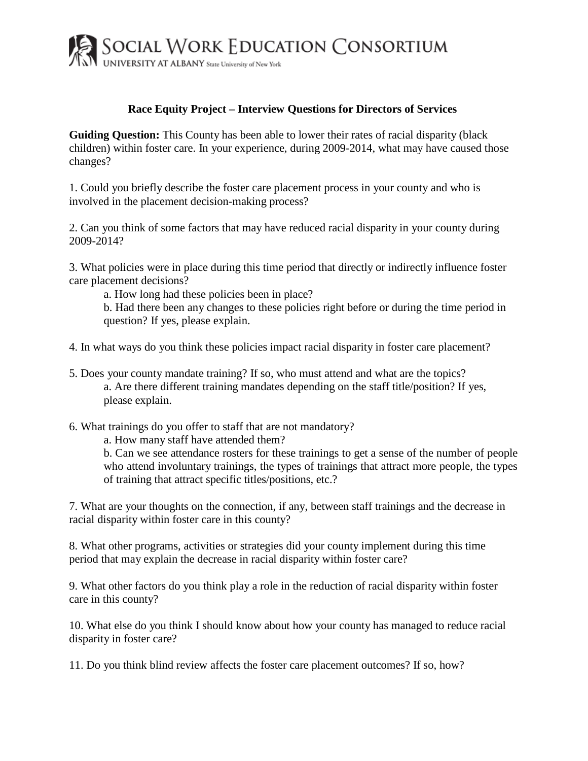SOCIAL WORK EDUCATION CONSORTIUM
UNIVERSITY AT ALBANY State University of New York

## Race Equity Project – Interview Questions for Directors of Services

**Guiding Question:** This County has been able to lower their rates of racial disparity (black children) within foster care. In your experience, during 2009-2014, what may have caused those changes?

1. Could you briefly describe the foster care placement process in your county and who is involved in the placement decision-making process?

2. Can you think of some factors that may have reduced racial disparity in your county during 2009-2014?

3. What policies were in place during this time period that directly or indirectly influence foster care placement decisions?
   a. How long had these policies been in place?
   b. Had there been any changes to these policies right before or during the time period in question? If yes, please explain.

4. In what ways do you think these policies impact racial disparity in foster care placement?

5. Does your county mandate training? If so, who must attend and what are the topics?
   a. Are there different training mandates depending on the staff title/position? If yes, please explain.

6. What trainings do you offer to staff that are not mandatory?
   a. How many staff have attended them?
   b. Can we see attendance rosters for these trainings to get a sense of the number of people who attend involuntary trainings, the types of trainings that attract more people, the types of training that attract specific titles/positions, etc.?

7. What are your thoughts on the connection, if any, between staff trainings and the decrease in racial disparity within foster care in this county?

8. What other programs, activities or strategies did your county implement during this time period that may explain the decrease in racial disparity within foster care?

9. What other factors do you think play a role in the reduction of racial disparity within foster care in this county?

10. What else do you think I should know about how your county has managed to reduce racial disparity in foster care?

11. Do you think blind review affects the foster care placement outcomes? If so, how?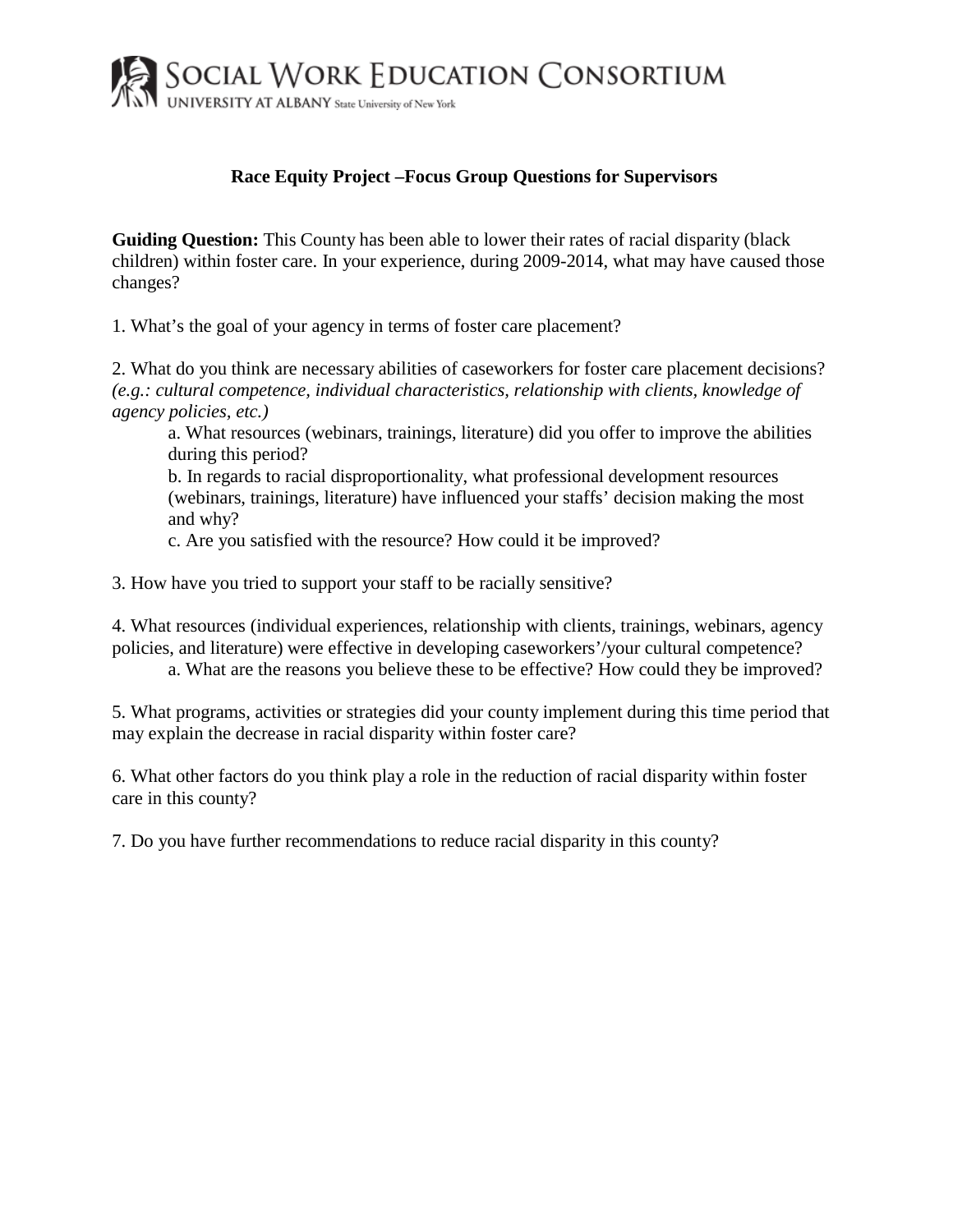SOCIAL WORK EDUCATION CONSORTIUM
UNIVERSITY AT ALBANY State University of New York

## Race Equity Project –Focus Group Questions for Supervisors

**Guiding Question:** This County has been able to lower their rates of racial disparity (black children) within foster care. In your experience, during 2009-2014, what may have caused those changes?

1. What's the goal of your agency in terms of foster care placement?

2. What do you think are necessary abilities of caseworkers for foster care placement decisions? *(e.g.: cultural competence, individual characteristics, relationship with clients, knowledge of agency policies, etc.)*
   a. What resources (webinars, trainings, literature) did you offer to improve the abilities during this period?
   b. In regards to racial disproportionality, what professional development resources (webinars, trainings, literature) have influenced your staffs' decision making the most and why?
   c. Are you satisfied with the resource? How could it be improved?

3. How have you tried to support your staff to be racially sensitive?

4. What resources (individual experiences, relationship with clients, trainings, webinars, agency policies, and literature) were effective in developing caseworkers'/your cultural competence?
   a. What are the reasons you believe these to be effective? How could they be improved?

5. What programs, activities or strategies did your county implement during this time period that may explain the decrease in racial disparity within foster care?

6. What other factors do you think play a role in the reduction of racial disparity within foster care in this county?

7. Do you have further recommendations to reduce racial disparity in this county?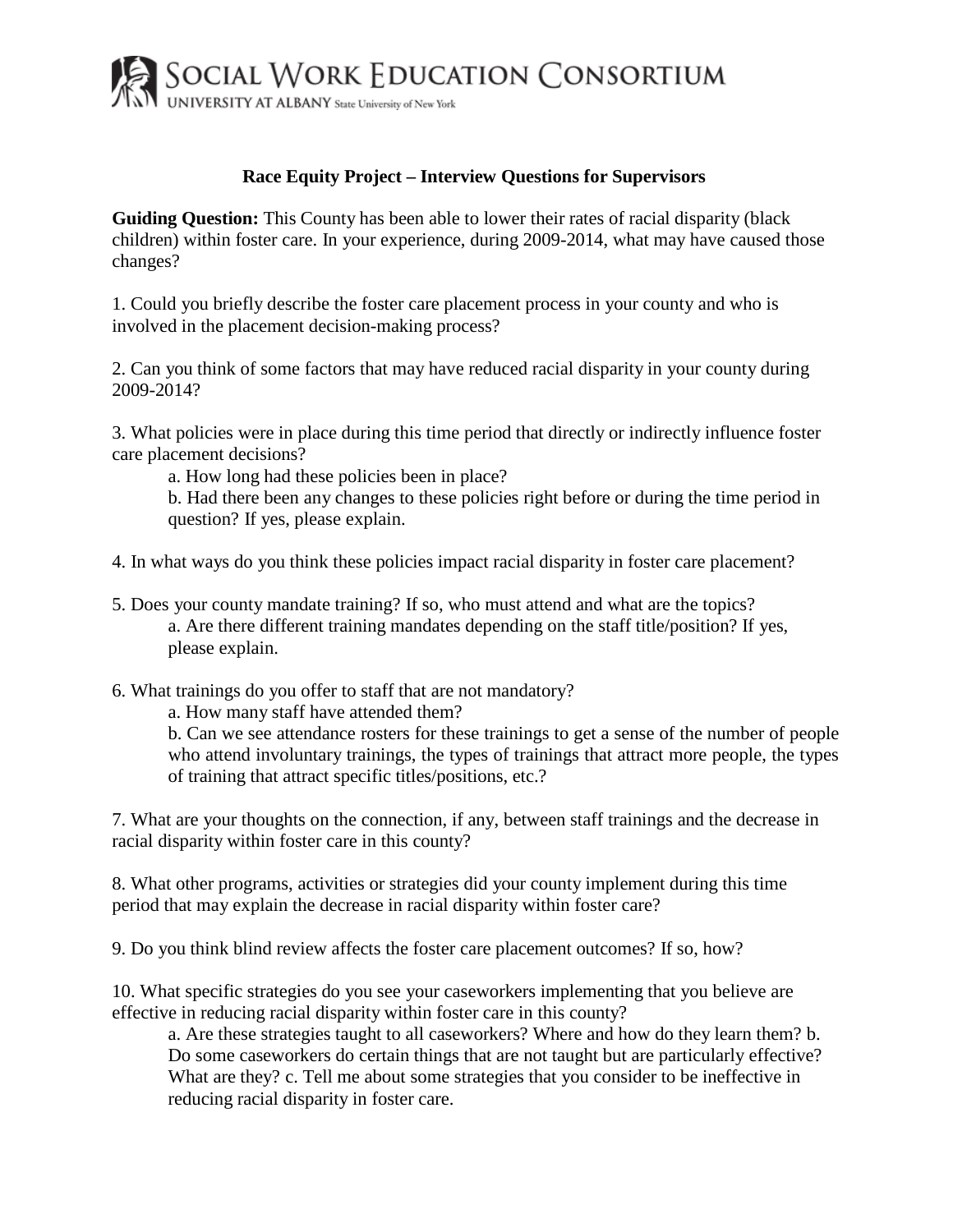**SOCIAL WORK EDUCATION CONSORTIUM**
UNIVERSITY AT ALBANY State University of New York

## Race Equity Project – Interview Questions for Supervisors

**Guiding Question:** This County has been able to lower their rates of racial disparity (black children) within foster care. In your experience, during 2009-2014, what may have caused those changes?

1. Could you briefly describe the foster care placement process in your county and who is involved in the placement decision-making process?

2. Can you think of some factors that may have reduced racial disparity in your county during 2009-2014?

3. What policies were in place during this time period that directly or indirectly influence foster care placement decisions?
   a. How long had these policies been in place?
   b. Had there been any changes to these policies right before or during the time period in question? If yes, please explain.

4. In what ways do you think these policies impact racial disparity in foster care placement?

5. Does your county mandate training? If so, who must attend and what are the topics?
   a. Are there different training mandates depending on the staff title/position? If yes, please explain.

6. What trainings do you offer to staff that are not mandatory?
   a. How many staff have attended them?
   b. Can we see attendance rosters for these trainings to get a sense of the number of people who attend involuntary trainings, the types of trainings that attract more people, the types of training that attract specific titles/positions, etc.?

7. What are your thoughts on the connection, if any, between staff trainings and the decrease in racial disparity within foster care in this county?

8. What other programs, activities or strategies did your county implement during this time period that may explain the decrease in racial disparity within foster care?

9. Do you think blind review affects the foster care placement outcomes? If so, how?

10. What specific strategies do you see your caseworkers implementing that you believe are effective in reducing racial disparity within foster care in this county?
    a. Are these strategies taught to all caseworkers? Where and how do they learn them? b. Do some caseworkers do certain things that are not taught but are particularly effective? What are they? c. Tell me about some strategies that you consider to be ineffective in reducing racial disparity in foster care.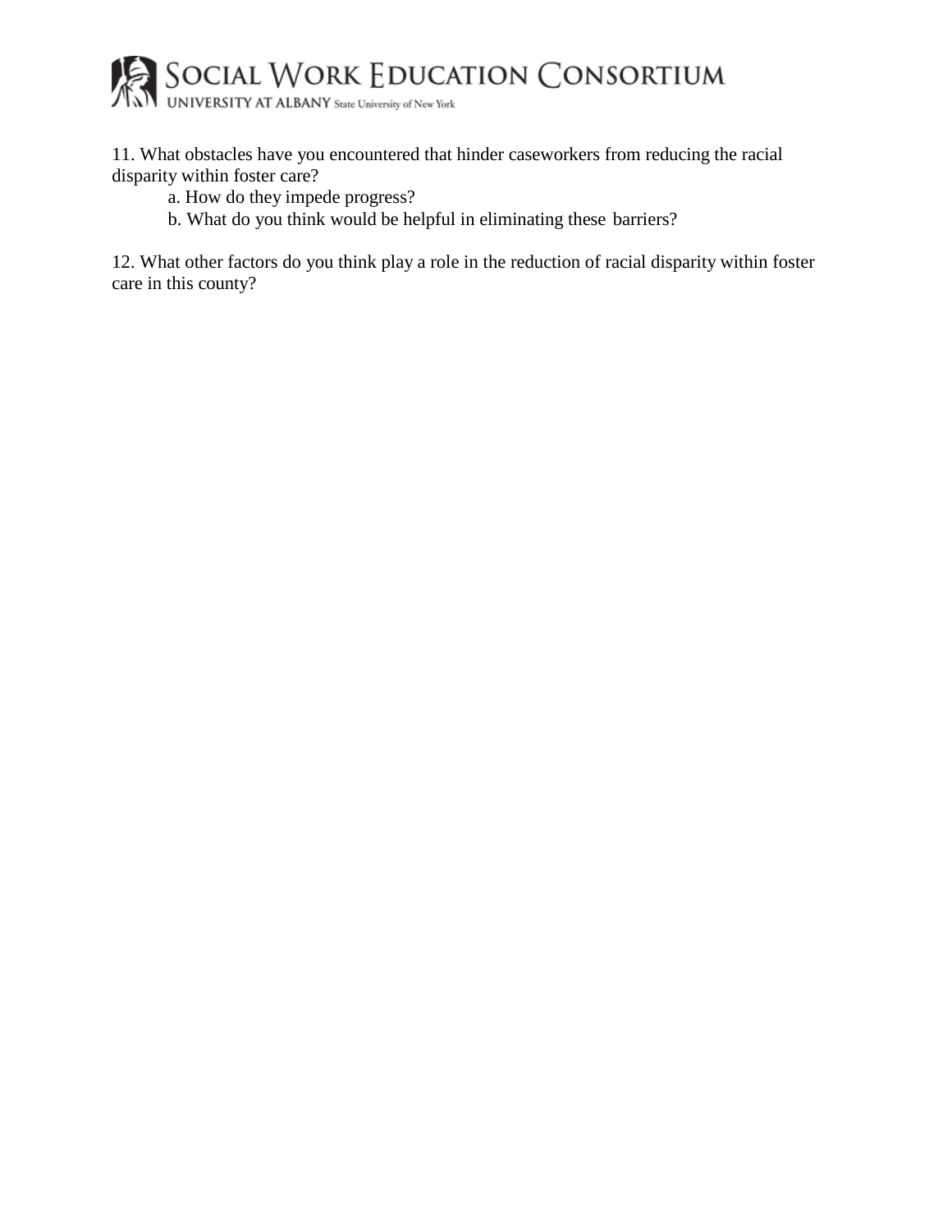11. What obstacles have you encountered that hinder caseworkers from reducing the racial disparity within foster care?

   a. How do they impede progress?

   b. What do you think would be helpful in eliminating these barriers?

12. What other factors do you think play a role in the reduction of racial disparity within foster care in this county?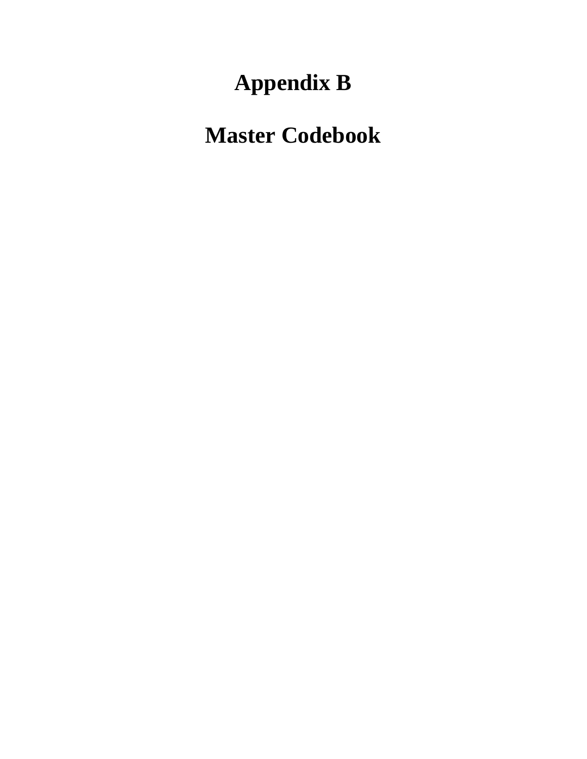# Appendix B

# Master Codebook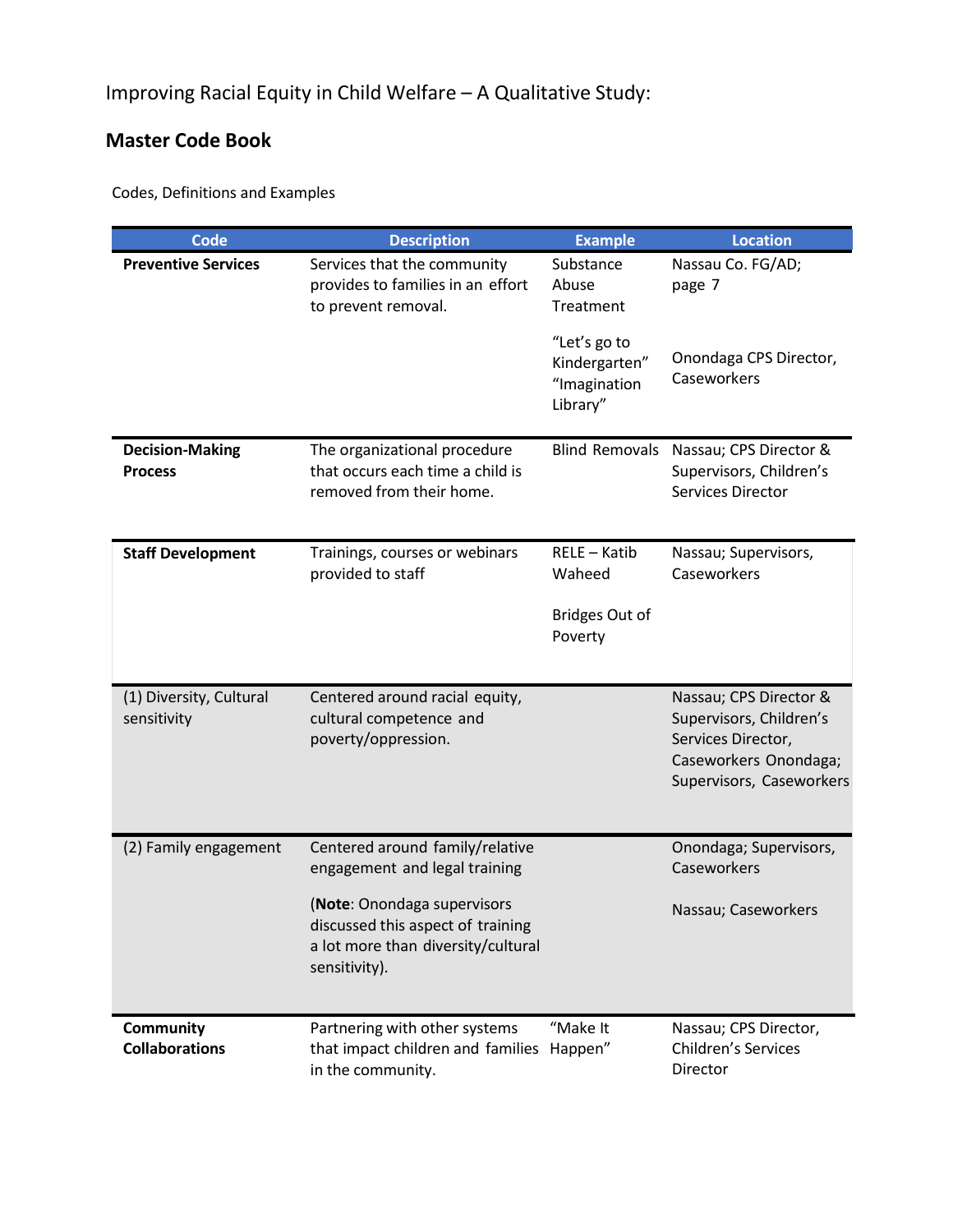Improving Racial Equity in Child Welfare – A Qualitative Study:

## Master Code Book

Codes, Definitions and Examples

| Code | Description | Example | Location |
|---|---|---|---|
| **Preventive Services** | Services that the community provides to families in an effort to prevent removal. | Substance Abuse Treatment | Nassau Co. FG/AD; page 7 |
| | | "Let's go to Kindergarten" "Imagination Library" | Onondaga CPS Director, Caseworkers |
| **Decision-Making Process** | The organizational procedure that occurs each time a child is removed from their home. | Blind Removals | Nassau; CPS Director & Supervisors, Children's Services Director |
| **Staff Development** | Trainings, courses or webinars provided to staff | RELE – Katib Waheed<br><br>Bridges Out of Poverty | Nassau; Supervisors, Caseworkers |
| (1) Diversity, Cultural sensitivity | Centered around racial equity, cultural competence and poverty/oppression. | | Nassau; CPS Director & Supervisors, Children's Services Director, Caseworkers Onondaga; Supervisors, Caseworkers |
| (2) Family engagement | Centered around family/relative engagement and legal training<br><br>(**Note**: Onondaga supervisors discussed this aspect of training a lot more than diversity/cultural sensitivity). | | Onondaga; Supervisors, Caseworkers<br><br>Nassau; Caseworkers |
| **Community Collaborations** | Partnering with other systems that impact children and families in the community. | "Make It Happen" | Nassau; CPS Director, Children's Services Director |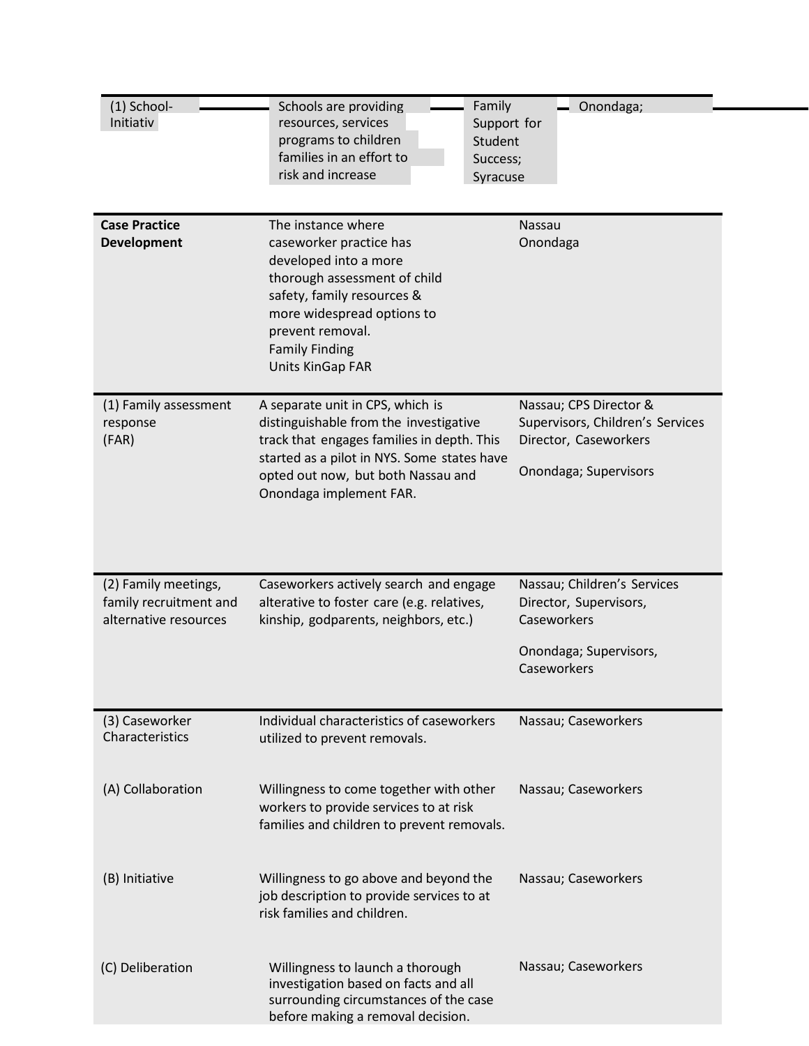| | | |
|---|---|---|
| (1) School-Initiativ | Schools are providing resources, services programs to children families in an effort to risk and increase | Family Support for Student Success; Syracuse / Onondaga; |
| **Case Practice Development** | The instance where caseworker practice has developed into a more thorough assessment of child safety, family resources & more widespread options to prevent removal. Family Finding Units KinGap FAR | Nassau Onondaga |
| (1) Family assessment response (FAR) | A separate unit in CPS, which is distinguishable from the investigative track that engages families in depth. This started as a pilot in NYS. Some states have opted out now, but both Nassau and Onondaga implement FAR. | Nassau; CPS Director & Supervisors, Children's Services Director, Caseworkers<br><br>Onondaga; Supervisors |
| (2) Family meetings, family recruitment and alternative resources | Caseworkers actively search and engage alterative to foster care (e.g. relatives, kinship, godparents, neighbors, etc.) | Nassau; Children's Services Director, Supervisors, Caseworkers<br><br>Onondaga; Supervisors, Caseworkers |
| (3) Caseworker Characteristics | Individual characteristics of caseworkers utilized to prevent removals. | Nassau; Caseworkers |
| (A) Collaboration | Willingness to come together with other workers to provide services to at risk families and children to prevent removals. | Nassau; Caseworkers |
| (B) Initiative | Willingness to go above and beyond the job description to provide services to at risk families and children. | Nassau; Caseworkers |
| (C) Deliberation | Willingness to launch a thorough investigation based on facts and all surrounding circumstances of the case before making a removal decision. | Nassau; Caseworkers |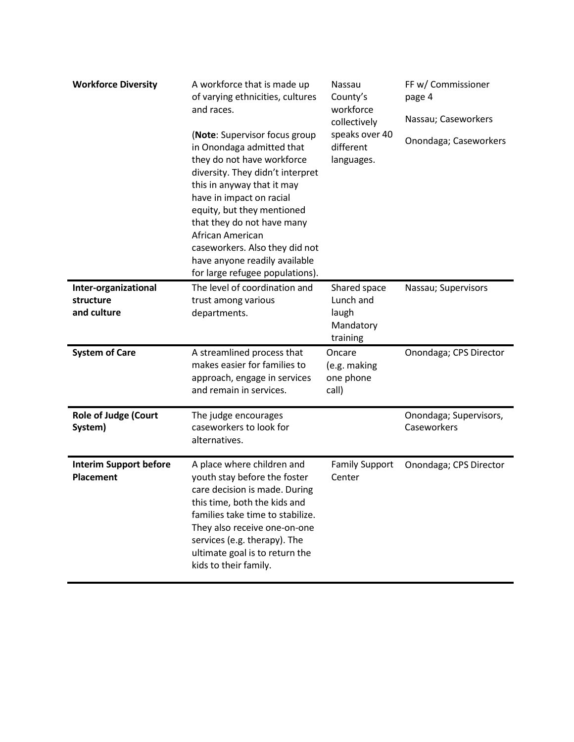| | | | |
|---|---|---|---|
| **Workforce Diversity** | A workforce that is made up of varying ethnicities, cultures and races.<br><br>(**Note**: Supervisor focus group in Onondaga admitted that they do not have workforce diversity. They didn't interpret this in anyway that it may have in impact on racial equity, but they mentioned that they do not have many African American caseworkers. Also they did not have anyone readily available for large refugee populations). | Nassau County's workforce collectively speaks over 40 different languages. | FF w/ Commissioner page 4<br><br>Nassau; Caseworkers<br><br>Onondaga; Caseworkers |
| **Inter-organizational structure and culture** | The level of coordination and trust among various departments. | Shared space<br>Lunch and laugh<br>Mandatory training | Nassau; Supervisors |
| **System of Care** | A streamlined process that makes easier for families to approach, engage in services and remain in services. | Oncare (e.g. making one phone call) | Onondaga; CPS Director |
| **Role of Judge (Court System)** | The judge encourages caseworkers to look for alternatives. | | Onondaga; Supervisors, Caseworkers |
| **Interim Support before Placement** | A place where children and youth stay before the foster care decision is made. During this time, both the kids and families take time to stabilize. They also receive one-on-one services (e.g. therapy). The ultimate goal is to return the kids to their family. | Family Support Center | Onondaga; CPS Director |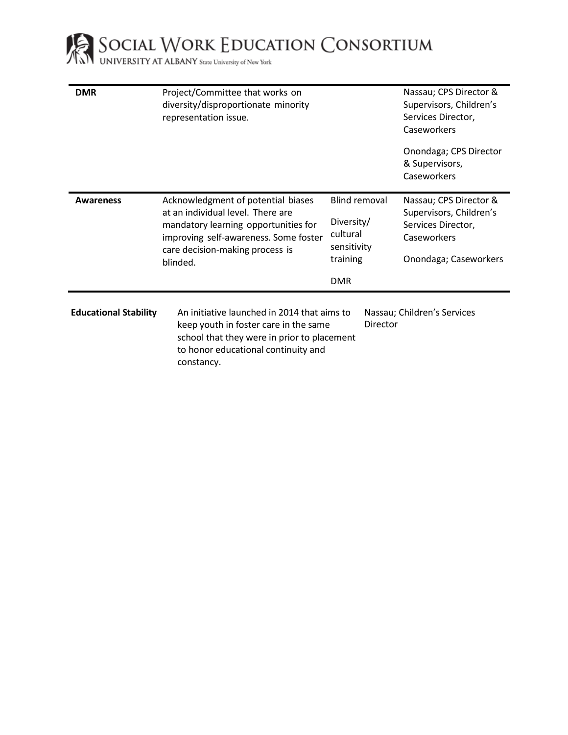| | | | |
|---|---|---|---|
| **DMR** | Project/Committee that works on diversity/disproportionate minority representation issue. | | Nassau; CPS Director & Supervisors, Children's Services Director, Caseworkers<br><br>Onondaga; CPS Director & Supervisors, Caseworkers |
| **Awareness** | Acknowledgment of potential biases at an individual level. There are mandatory learning opportunities for improving self-awareness. Some foster care decision-making process is blinded. | Blind removal<br><br>Diversity/ cultural sensitivity training<br><br>DMR | Nassau; CPS Director & Supervisors, Children's Services Director, Caseworkers<br><br>Onondaga; Caseworkers |
| **Educational Stability** | An initiative launched in 2014 that aims to keep youth in foster care in the same school that they were in prior to placement to honor educational continuity and constancy. | | Nassau; Children's Services Director |